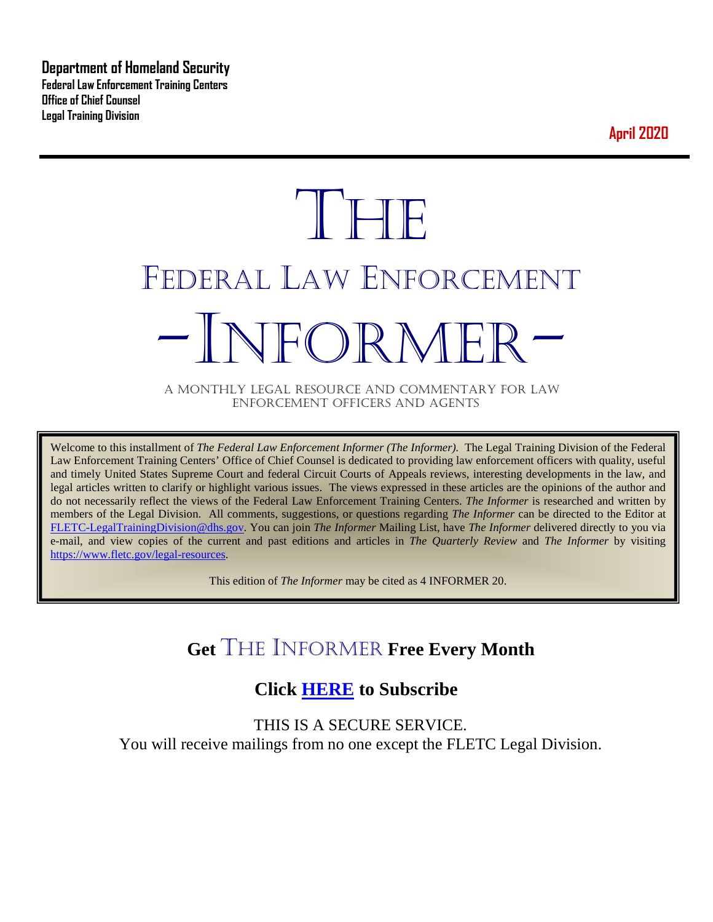**Department of Homeland Security**
**Federal Law Enforcement Training Centers**
**Office of Chief Counsel**
**Legal Training Division**

**April 2020**

# THE
# FEDERAL LAW ENFORCEMENT
# -INFORMER-

A MONTHLY LEGAL RESOURCE AND COMMENTARY FOR LAW ENFORCEMENT OFFICERS AND AGENTS

Welcome to this installment of *The Federal Law Enforcement Informer (The Informer).* The Legal Training Division of the Federal Law Enforcement Training Centers' Office of Chief Counsel is dedicated to providing law enforcement officers with quality, useful and timely United States Supreme Court and federal Circuit Courts of Appeals reviews, interesting developments in the law, and legal articles written to clarify or highlight various issues. The views expressed in these articles are the opinions of the author and do not necessarily reflect the views of the Federal Law Enforcement Training Centers. *The Informer* is researched and written by members of the Legal Division. All comments, suggestions, or questions regarding *The Informer* can be directed to the Editor at FLETC-LegalTrainingDivision@dhs.gov. You can join *The Informer* Mailing List, have *The Informer* delivered directly to you via e-mail, and view copies of the current and past editions and articles in *The Quarterly Review* and *The Informer* by visiting https://www.fletc.gov/legal-resources.

This edition of *The Informer* may be cited as 4 INFORMER 20.

## Get THE INFORMER Free Every Month

## Click HERE to Subscribe

THIS IS A SECURE SERVICE.
You will receive mailings from no one except the FLETC Legal Division.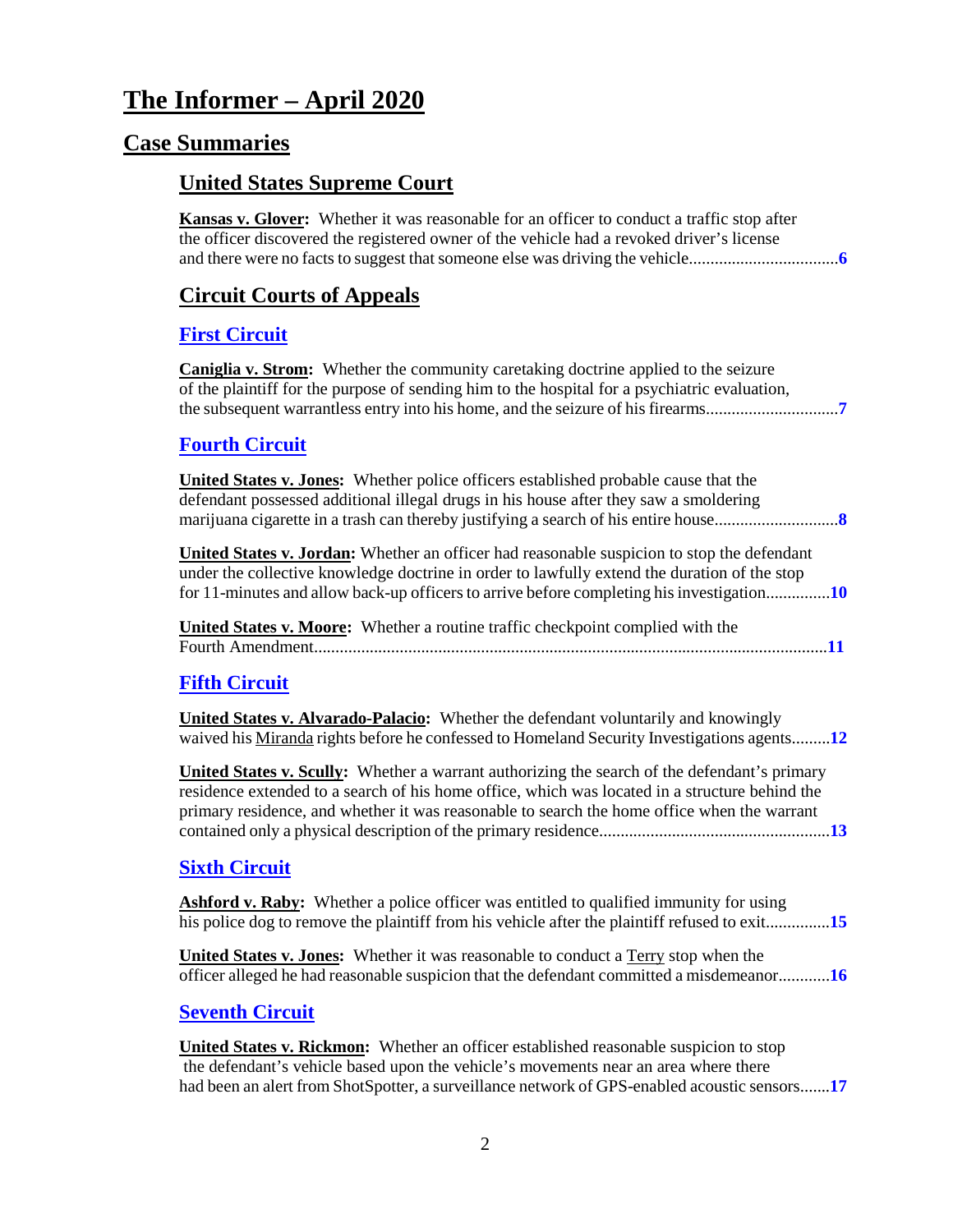# The Informer – April 2020

## Case Summaries

### United States Supreme Court

**Kansas v. Glover:** Whether it was reasonable for an officer to conduct a traffic stop after the officer discovered the registered owner of the vehicle had a revoked driver's license and there were no facts to suggest that someone else was driving the vehicle..................................**6**

### Circuit Courts of Appeals

#### First Circuit

**Caniglia v. Strom:** Whether the community caretaking doctrine applied to the seizure of the plaintiff for the purpose of sending him to the hospital for a psychiatric evaluation, the subsequent warrantless entry into his home, and the seizure of his firearms..............................**7**

#### Fourth Circuit

**United States v. Jones:** Whether police officers established probable cause that the defendant possessed additional illegal drugs in his house after they saw a smoldering marijuana cigarette in a trash can thereby justifying a search of his entire house............................**8**

**United States v. Jordan:** Whether an officer had reasonable suspicion to stop the defendant under the collective knowledge doctrine in order to lawfully extend the duration of the stop for 11-minutes and allow back-up officers to arrive before completing his investigation..............**10**

**United States v. Moore:** Whether a routine traffic checkpoint complied with the Fourth Amendment.......................................................................................................................**11**

#### Fifth Circuit

**United States v. Alvarado-Palacio:** Whether the defendant voluntarily and knowingly waived his Miranda rights before he confessed to Homeland Security Investigations agents.........**12**

**United States v. Scully:** Whether a warrant authorizing the search of the defendant's primary residence extended to a search of his home office, which was located in a structure behind the primary residence, and whether it was reasonable to search the home office when the warrant contained only a physical description of the primary residence.....................................................**13**

#### Sixth Circuit

**Ashford v. Raby:** Whether a police officer was entitled to qualified immunity for using his police dog to remove the plaintiff from his vehicle after the plaintiff refused to exit..............**15**

**United States v. Jones:** Whether it was reasonable to conduct a Terry stop when the officer alleged he had reasonable suspicion that the defendant committed a misdemeanor............**16**

#### Seventh Circuit

**United States v. Rickmon:** Whether an officer established reasonable suspicion to stop the defendant's vehicle based upon the vehicle's movements near an area where there had been an alert from ShotSpotter, a surveillance network of GPS-enabled acoustic sensors.......**17**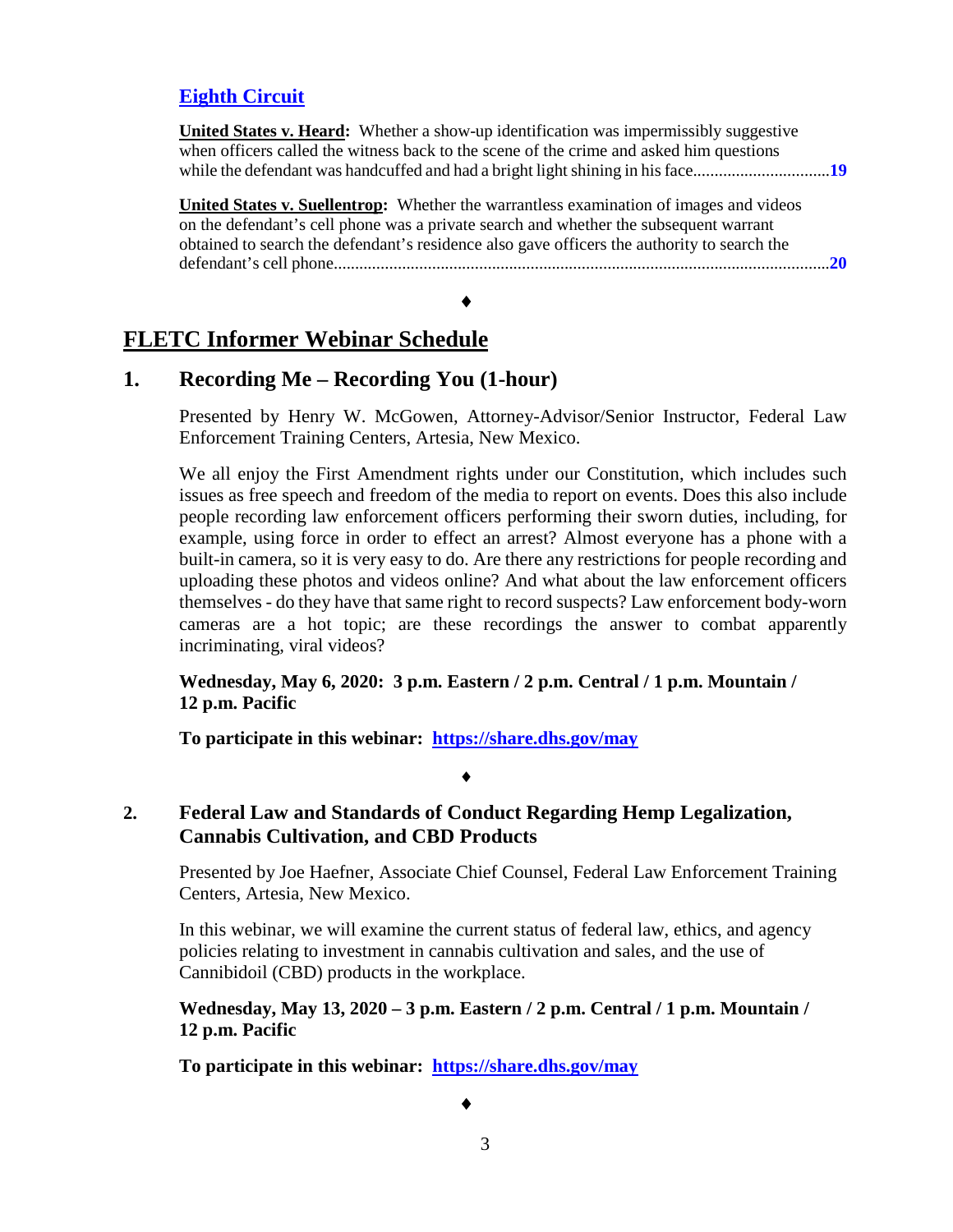### [Eighth Circuit]

**United States v. Heard:** Whether a show-up identification was impermissibly suggestive when officers called the witness back to the scene of the crime and asked him questions while the defendant was handcuffed and had a bright light shining in his face................................**19**

**United States v. Suellentrop:** Whether the warrantless examination of images and videos on the defendant's cell phone was a private search and whether the subsequent warrant obtained to search the defendant's residence also gave officers the authority to search the defendant's cell phone....................................................................................................................**20**

♦

## FLETC Informer Webinar Schedule

### 1. Recording Me – Recording You (1-hour)

Presented by Henry W. McGowen, Attorney-Advisor/Senior Instructor, Federal Law Enforcement Training Centers, Artesia, New Mexico.

We all enjoy the First Amendment rights under our Constitution, which includes such issues as free speech and freedom of the media to report on events. Does this also include people recording law enforcement officers performing their sworn duties, including, for example, using force in order to effect an arrest? Almost everyone has a phone with a built-in camera, so it is very easy to do. Are there any restrictions for people recording and uploading these photos and videos online? And what about the law enforcement officers themselves - do they have that same right to record suspects? Law enforcement body-worn cameras are a hot topic; are these recordings the answer to combat apparently incriminating, viral videos?

**Wednesday, May 6, 2020: 3 p.m. Eastern / 2 p.m. Central / 1 p.m. Mountain / 12 p.m. Pacific**

**To participate in this webinar: https://share.dhs.gov/may**

♦

### 2. Federal Law and Standards of Conduct Regarding Hemp Legalization, Cannabis Cultivation, and CBD Products

Presented by Joe Haefner, Associate Chief Counsel, Federal Law Enforcement Training Centers, Artesia, New Mexico.

In this webinar, we will examine the current status of federal law, ethics, and agency policies relating to investment in cannabis cultivation and sales, and the use of Cannibidoil (CBD) products in the workplace.

**Wednesday, May 13, 2020 – 3 p.m. Eastern / 2 p.m. Central / 1 p.m. Mountain / 12 p.m. Pacific**

**To participate in this webinar: https://share.dhs.gov/may**

♦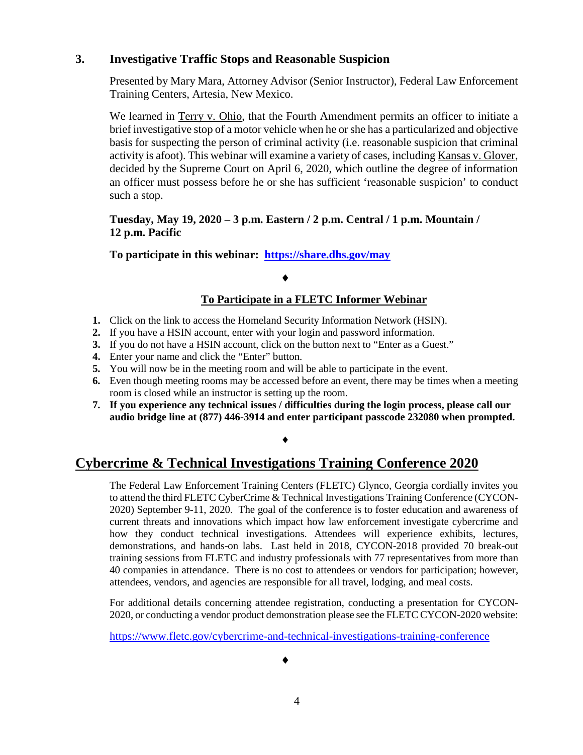### 3. Investigative Traffic Stops and Reasonable Suspicion

Presented by Mary Mara, Attorney Advisor (Senior Instructor), Federal Law Enforcement Training Centers, Artesia, New Mexico.

We learned in Terry v. Ohio, that the Fourth Amendment permits an officer to initiate a brief investigative stop of a motor vehicle when he or she has a particularized and objective basis for suspecting the person of criminal activity (i.e. reasonable suspicion that criminal activity is afoot). This webinar will examine a variety of cases, including Kansas v. Glover, decided by the Supreme Court on April 6, 2020, which outline the degree of information an officer must possess before he or she has sufficient 'reasonable suspicion' to conduct such a stop.

**Tuesday, May 19, 2020 – 3 p.m. Eastern / 2 p.m. Central / 1 p.m. Mountain / 12 p.m. Pacific**

**To participate in this webinar: [https://share.dhs.gov/may](https://share.dhs.gov/may)**

♦

**To Participate in a FLETC Informer Webinar**

1. Click on the link to access the Homeland Security Information Network (HSIN).
2. If you have a HSIN account, enter with your login and password information.
3. If you do not have a HSIN account, click on the button next to "Enter as a Guest."
4. Enter your name and click the "Enter" button.
5. You will now be in the meeting room and will be able to participate in the event.
6. Even though meeting rooms may be accessed before an event, there may be times when a meeting room is closed while an instructor is setting up the room.
7. **If you experience any technical issues / difficulties during the login process, please call our audio bridge line at (877) 446-3914 and enter participant passcode 232080 when prompted.**

♦

## Cybercrime & Technical Investigations Training Conference 2020

The Federal Law Enforcement Training Centers (FLETC) Glynco, Georgia cordially invites you to attend the third FLETC CyberCrime & Technical Investigations Training Conference (CYCON-2020) September 9-11, 2020. The goal of the conference is to foster education and awareness of current threats and innovations which impact how law enforcement investigate cybercrime and how they conduct technical investigations. Attendees will experience exhibits, lectures, demonstrations, and hands-on labs. Last held in 2018, CYCON-2018 provided 70 break-out training sessions from FLETC and industry professionals with 77 representatives from more than 40 companies in attendance. There is no cost to attendees or vendors for participation; however, attendees, vendors, and agencies are responsible for all travel, lodging, and meal costs.

For additional details concerning attendee registration, conducting a presentation for CYCON-2020, or conducting a vendor product demonstration please see the FLETC CYCON-2020 website:

[https://www.fletc.gov/cybercrime-and-technical-investigations-training-conference](https://www.fletc.gov/cybercrime-and-technical-investigations-training-conference)

♦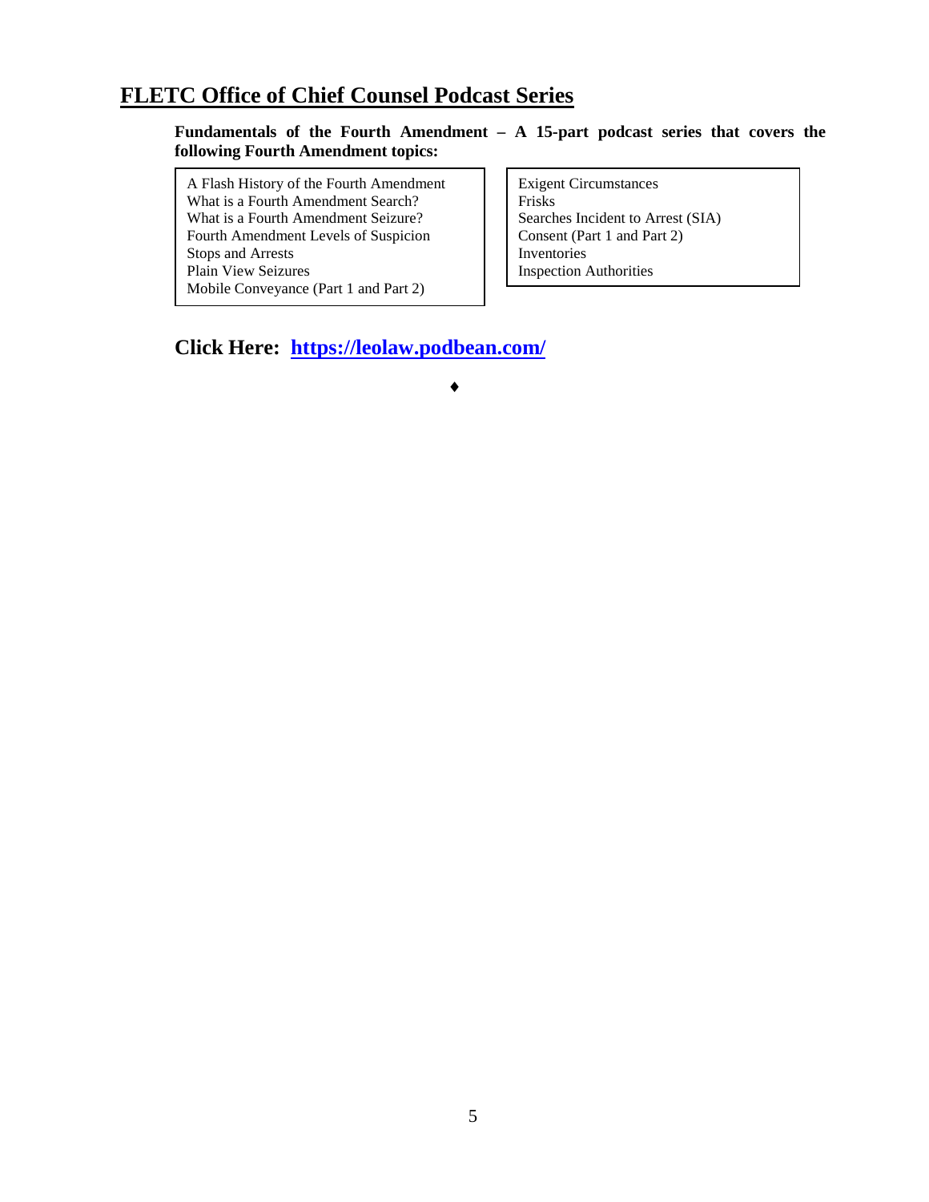## FLETC Office of Chief Counsel Podcast Series

**Fundamentals of the Fourth Amendment – A 15-part podcast series that covers the following Fourth Amendment topics:**

A Flash History of the Fourth Amendment
What is a Fourth Amendment Search?
What is a Fourth Amendment Seizure?
Fourth Amendment Levels of Suspicion
Stops and Arrests
Plain View Seizures
Mobile Conveyance (Part 1 and Part 2)

Exigent Circumstances
Frisks
Searches Incident to Arrest (SIA)
Consent (Part 1 and Part 2)
Inventories
Inspection Authorities

**Click Here: [https://leolaw.podbean.com/](https://leolaw.podbean.com/)**

♦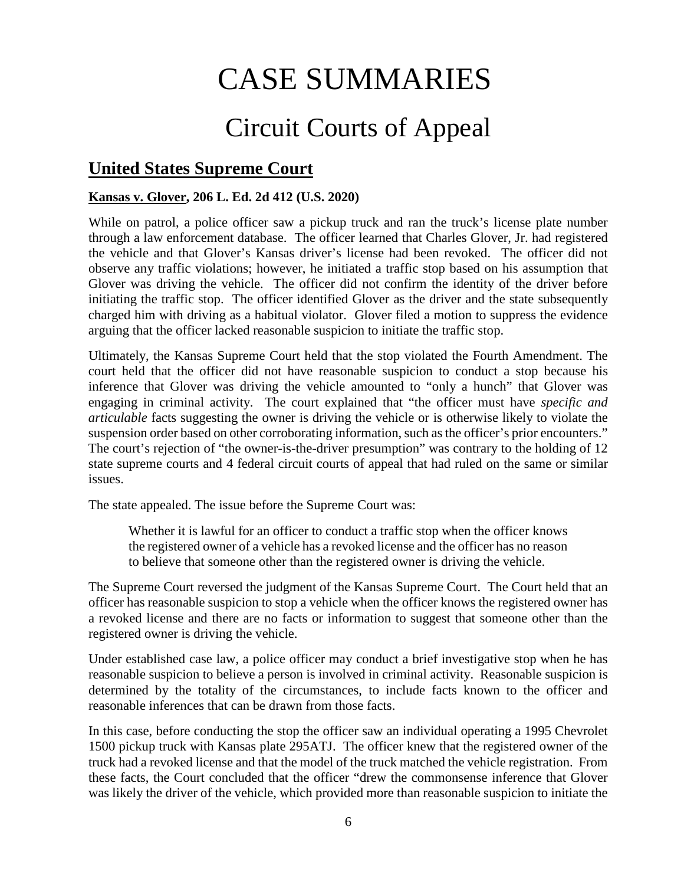# CASE SUMMARIES

## Circuit Courts of Appeal

## United States Supreme Court

**Kansas v. Glover, 206 L. Ed. 2d 412 (U.S. 2020)**

While on patrol, a police officer saw a pickup truck and ran the truck's license plate number through a law enforcement database. The officer learned that Charles Glover, Jr. had registered the vehicle and that Glover's Kansas driver's license had been revoked. The officer did not observe any traffic violations; however, he initiated a traffic stop based on his assumption that Glover was driving the vehicle. The officer did not confirm the identity of the driver before initiating the traffic stop. The officer identified Glover as the driver and the state subsequently charged him with driving as a habitual violator. Glover filed a motion to suppress the evidence arguing that the officer lacked reasonable suspicion to initiate the traffic stop.

Ultimately, the Kansas Supreme Court held that the stop violated the Fourth Amendment. The court held that the officer did not have reasonable suspicion to conduct a stop because his inference that Glover was driving the vehicle amounted to "only a hunch" that Glover was engaging in criminal activity. The court explained that "the officer must have *specific and articulable* facts suggesting the owner is driving the vehicle or is otherwise likely to violate the suspension order based on other corroborating information, such as the officer's prior encounters." The court's rejection of "the owner-is-the-driver presumption" was contrary to the holding of 12 state supreme courts and 4 federal circuit courts of appeal that had ruled on the same or similar issues.

The state appealed. The issue before the Supreme Court was:

> Whether it is lawful for an officer to conduct a traffic stop when the officer knows the registered owner of a vehicle has a revoked license and the officer has no reason to believe that someone other than the registered owner is driving the vehicle.

The Supreme Court reversed the judgment of the Kansas Supreme Court. The Court held that an officer has reasonable suspicion to stop a vehicle when the officer knows the registered owner has a revoked license and there are no facts or information to suggest that someone other than the registered owner is driving the vehicle.

Under established case law, a police officer may conduct a brief investigative stop when he has reasonable suspicion to believe a person is involved in criminal activity. Reasonable suspicion is determined by the totality of the circumstances, to include facts known to the officer and reasonable inferences that can be drawn from those facts.

In this case, before conducting the stop the officer saw an individual operating a 1995 Chevrolet 1500 pickup truck with Kansas plate 295ATJ. The officer knew that the registered owner of the truck had a revoked license and that the model of the truck matched the vehicle registration. From these facts, the Court concluded that the officer "drew the commonsense inference that Glover was likely the driver of the vehicle, which provided more than reasonable suspicion to initiate the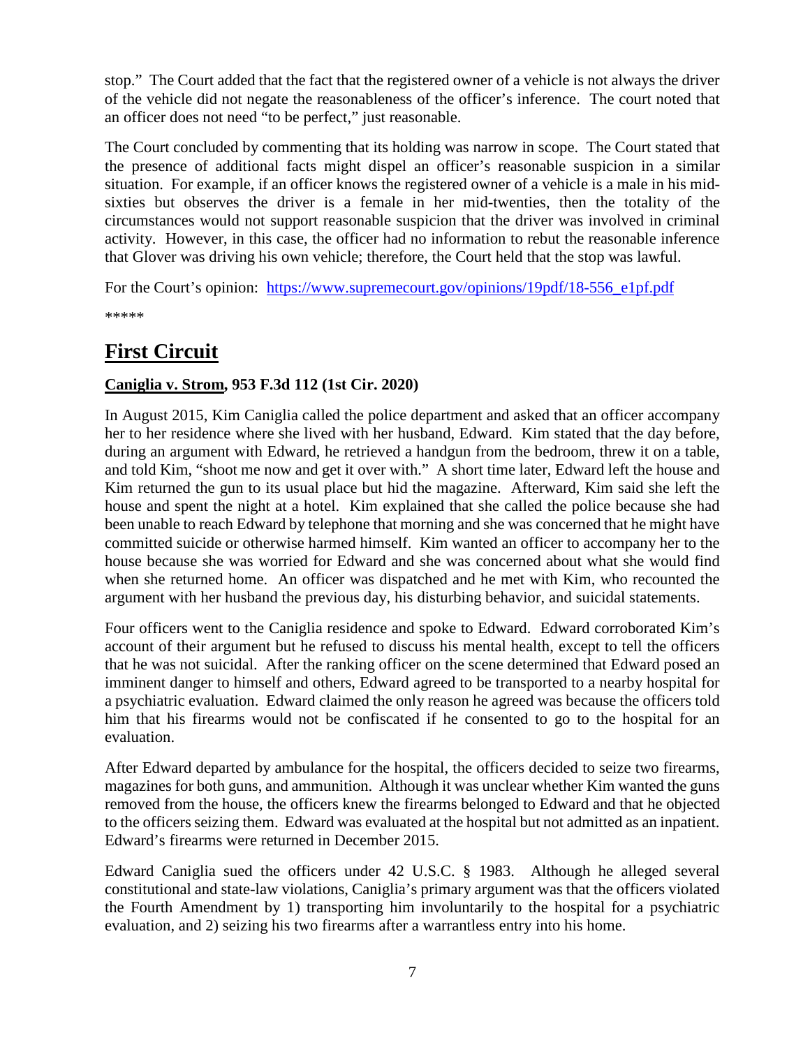stop." The Court added that the fact that the registered owner of a vehicle is not always the driver of the vehicle did not negate the reasonableness of the officer's inference. The court noted that an officer does not need "to be perfect," just reasonable.

The Court concluded by commenting that its holding was narrow in scope. The Court stated that the presence of additional facts might dispel an officer's reasonable suspicion in a similar situation. For example, if an officer knows the registered owner of a vehicle is a male in his mid-sixties but observes the driver is a female in her mid-twenties, then the totality of the circumstances would not support reasonable suspicion that the driver was involved in criminal activity. However, in this case, the officer had no information to rebut the reasonable inference that Glover was driving his own vehicle; therefore, the Court held that the stop was lawful.

For the Court's opinion: [https://www.supremecourt.gov/opinions/19pdf/18-556_e1pf.pdf](https://www.supremecourt.gov/opinions/19pdf/18-556_e1pf.pdf)

*****

# First Circuit

### Caniglia v. Strom, 953 F.3d 112 (1st Cir. 2020)

In August 2015, Kim Caniglia called the police department and asked that an officer accompany her to her residence where she lived with her husband, Edward. Kim stated that the day before, during an argument with Edward, he retrieved a handgun from the bedroom, threw it on a table, and told Kim, "shoot me now and get it over with." A short time later, Edward left the house and Kim returned the gun to its usual place but hid the magazine. Afterward, Kim said she left the house and spent the night at a hotel. Kim explained that she called the police because she had been unable to reach Edward by telephone that morning and she was concerned that he might have committed suicide or otherwise harmed himself. Kim wanted an officer to accompany her to the house because she was worried for Edward and she was concerned about what she would find when she returned home. An officer was dispatched and he met with Kim, who recounted the argument with her husband the previous day, his disturbing behavior, and suicidal statements.

Four officers went to the Caniglia residence and spoke to Edward. Edward corroborated Kim's account of their argument but he refused to discuss his mental health, except to tell the officers that he was not suicidal. After the ranking officer on the scene determined that Edward posed an imminent danger to himself and others, Edward agreed to be transported to a nearby hospital for a psychiatric evaluation. Edward claimed the only reason he agreed was because the officers told him that his firearms would not be confiscated if he consented to go to the hospital for an evaluation.

After Edward departed by ambulance for the hospital, the officers decided to seize two firearms, magazines for both guns, and ammunition. Although it was unclear whether Kim wanted the guns removed from the house, the officers knew the firearms belonged to Edward and that he objected to the officers seizing them. Edward was evaluated at the hospital but not admitted as an inpatient. Edward's firearms were returned in December 2015.

Edward Caniglia sued the officers under 42 U.S.C. § 1983. Although he alleged several constitutional and state-law violations, Caniglia's primary argument was that the officers violated the Fourth Amendment by 1) transporting him involuntarily to the hospital for a psychiatric evaluation, and 2) seizing his two firearms after a warrantless entry into his home.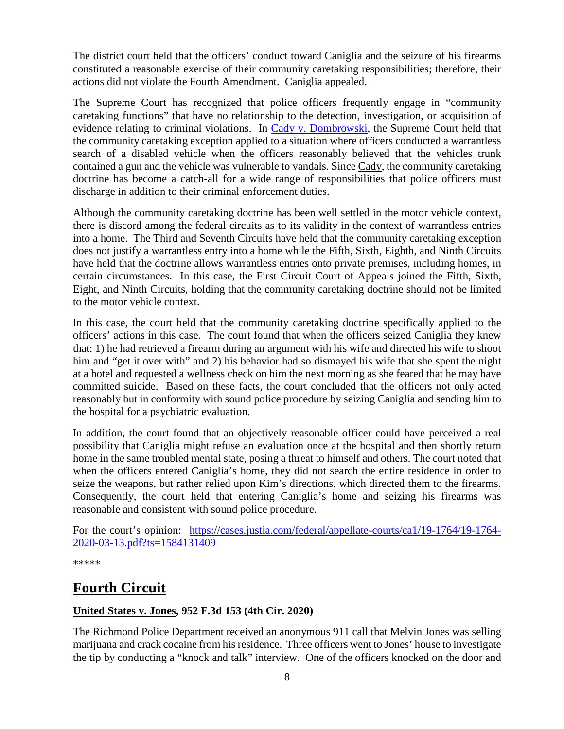The district court held that the officers' conduct toward Caniglia and the seizure of his firearms constituted a reasonable exercise of their community caretaking responsibilities; therefore, their actions did not violate the Fourth Amendment. Caniglia appealed.

The Supreme Court has recognized that police officers frequently engage in "community caretaking functions" that have no relationship to the detection, investigation, or acquisition of evidence relating to criminal violations. In [Cady v. Dombrowski](), the Supreme Court held that the community caretaking exception applied to a situation where officers conducted a warrantless search of a disabled vehicle when the officers reasonably believed that the vehicles trunk contained a gun and the vehicle was vulnerable to vandals. Since Cady, the community caretaking doctrine has become a catch-all for a wide range of responsibilities that police officers must discharge in addition to their criminal enforcement duties.

Although the community caretaking doctrine has been well settled in the motor vehicle context, there is discord among the federal circuits as to its validity in the context of warrantless entries into a home. The Third and Seventh Circuits have held that the community caretaking exception does not justify a warrantless entry into a home while the Fifth, Sixth, Eighth, and Ninth Circuits have held that the doctrine allows warrantless entries onto private premises, including homes, in certain circumstances. In this case, the First Circuit Court of Appeals joined the Fifth, Sixth, Eight, and Ninth Circuits, holding that the community caretaking doctrine should not be limited to the motor vehicle context.

In this case, the court held that the community caretaking doctrine specifically applied to the officers' actions in this case. The court found that when the officers seized Caniglia they knew that: 1) he had retrieved a firearm during an argument with his wife and directed his wife to shoot him and "get it over with" and 2) his behavior had so dismayed his wife that she spent the night at a hotel and requested a wellness check on him the next morning as she feared that he may have committed suicide. Based on these facts, the court concluded that the officers not only acted reasonably but in conformity with sound police procedure by seizing Caniglia and sending him to the hospital for a psychiatric evaluation.

In addition, the court found that an objectively reasonable officer could have perceived a real possibility that Caniglia might refuse an evaluation once at the hospital and then shortly return home in the same troubled mental state, posing a threat to himself and others. The court noted that when the officers entered Caniglia's home, they did not search the entire residence in order to seize the weapons, but rather relied upon Kim's directions, which directed them to the firearms. Consequently, the court held that entering Caniglia's home and seizing his firearms was reasonable and consistent with sound police procedure.

For the court's opinion: https://cases.justia.com/federal/appellate-courts/ca1/19-1764/19-1764-2020-03-13.pdf?ts=1584131409

*****

## Fourth Circuit

### United States v. Jones, 952 F.3d 153 (4th Cir. 2020)

The Richmond Police Department received an anonymous 911 call that Melvin Jones was selling marijuana and crack cocaine from his residence. Three officers went to Jones' house to investigate the tip by conducting a "knock and talk" interview. One of the officers knocked on the door and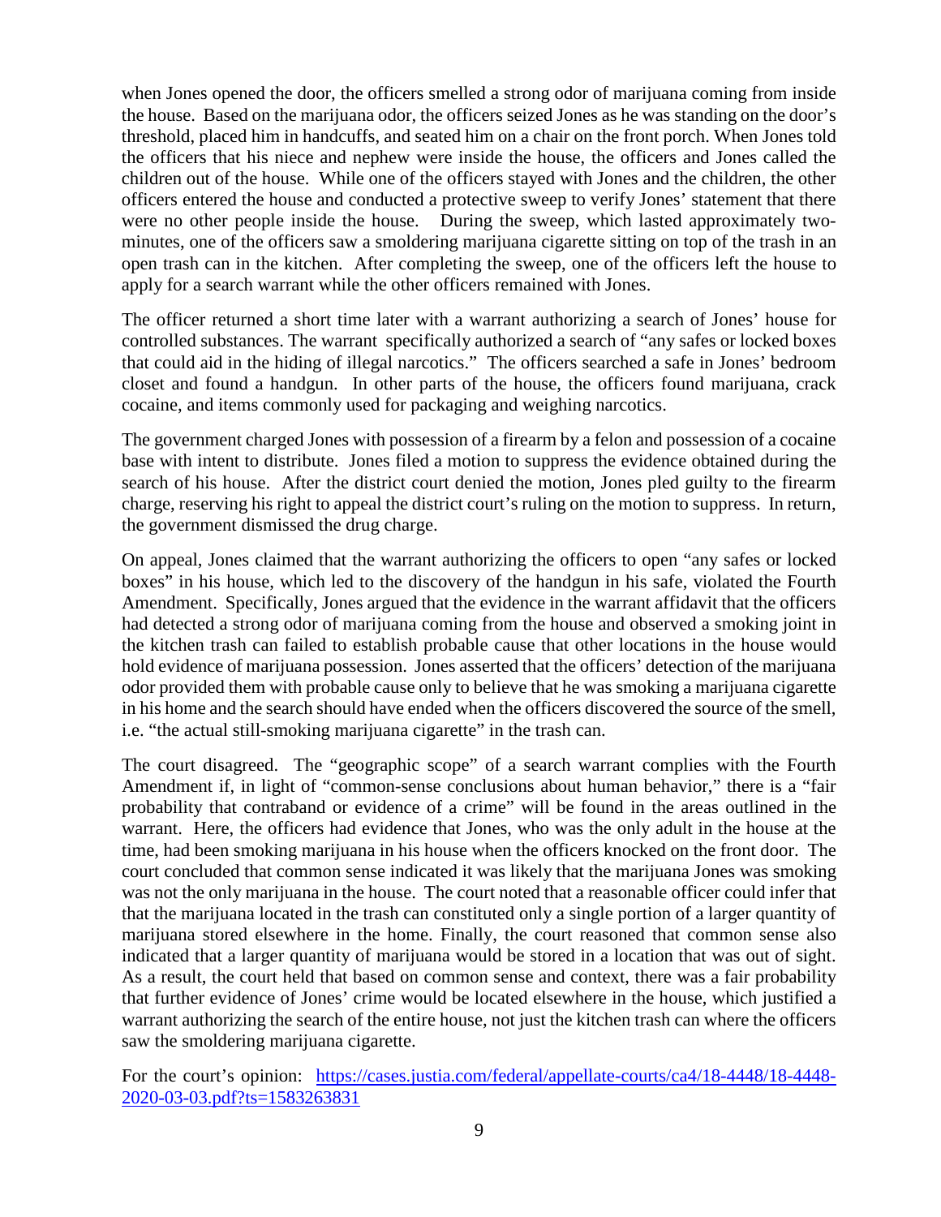when Jones opened the door, the officers smelled a strong odor of marijuana coming from inside the house. Based on the marijuana odor, the officers seized Jones as he was standing on the door's threshold, placed him in handcuffs, and seated him on a chair on the front porch. When Jones told the officers that his niece and nephew were inside the house, the officers and Jones called the children out of the house. While one of the officers stayed with Jones and the children, the other officers entered the house and conducted a protective sweep to verify Jones' statement that there were no other people inside the house. During the sweep, which lasted approximately two-minutes, one of the officers saw a smoldering marijuana cigarette sitting on top of the trash in an open trash can in the kitchen. After completing the sweep, one of the officers left the house to apply for a search warrant while the other officers remained with Jones.

The officer returned a short time later with a warrant authorizing a search of Jones' house for controlled substances. The warrant specifically authorized a search of "any safes or locked boxes that could aid in the hiding of illegal narcotics." The officers searched a safe in Jones' bedroom closet and found a handgun. In other parts of the house, the officers found marijuana, crack cocaine, and items commonly used for packaging and weighing narcotics.

The government charged Jones with possession of a firearm by a felon and possession of a cocaine base with intent to distribute. Jones filed a motion to suppress the evidence obtained during the search of his house. After the district court denied the motion, Jones pled guilty to the firearm charge, reserving his right to appeal the district court's ruling on the motion to suppress. In return, the government dismissed the drug charge.

On appeal, Jones claimed that the warrant authorizing the officers to open "any safes or locked boxes" in his house, which led to the discovery of the handgun in his safe, violated the Fourth Amendment. Specifically, Jones argued that the evidence in the warrant affidavit that the officers had detected a strong odor of marijuana coming from the house and observed a smoking joint in the kitchen trash can failed to establish probable cause that other locations in the house would hold evidence of marijuana possession. Jones asserted that the officers' detection of the marijuana odor provided them with probable cause only to believe that he was smoking a marijuana cigarette in his home and the search should have ended when the officers discovered the source of the smell, i.e. "the actual still-smoking marijuana cigarette" in the trash can.

The court disagreed. The "geographic scope" of a search warrant complies with the Fourth Amendment if, in light of "common-sense conclusions about human behavior," there is a "fair probability that contraband or evidence of a crime" will be found in the areas outlined in the warrant. Here, the officers had evidence that Jones, who was the only adult in the house at the time, had been smoking marijuana in his house when the officers knocked on the front door. The court concluded that common sense indicated it was likely that the marijuana Jones was smoking was not the only marijuana in the house. The court noted that a reasonable officer could infer that that the marijuana located in the trash can constituted only a single portion of a larger quantity of marijuana stored elsewhere in the home. Finally, the court reasoned that common sense also indicated that a larger quantity of marijuana would be stored in a location that was out of sight. As a result, the court held that based on common sense and context, there was a fair probability that further evidence of Jones' crime would be located elsewhere in the house, which justified a warrant authorizing the search of the entire house, not just the kitchen trash can where the officers saw the smoldering marijuana cigarette.

For the court's opinion: [https://cases.justia.com/federal/appellate-courts/ca4/18-4448/18-4448-2020-03-03.pdf?ts=1583263831](https://cases.justia.com/federal/appellate-courts/ca4/18-4448/18-4448-2020-03-03.pdf?ts=1583263831)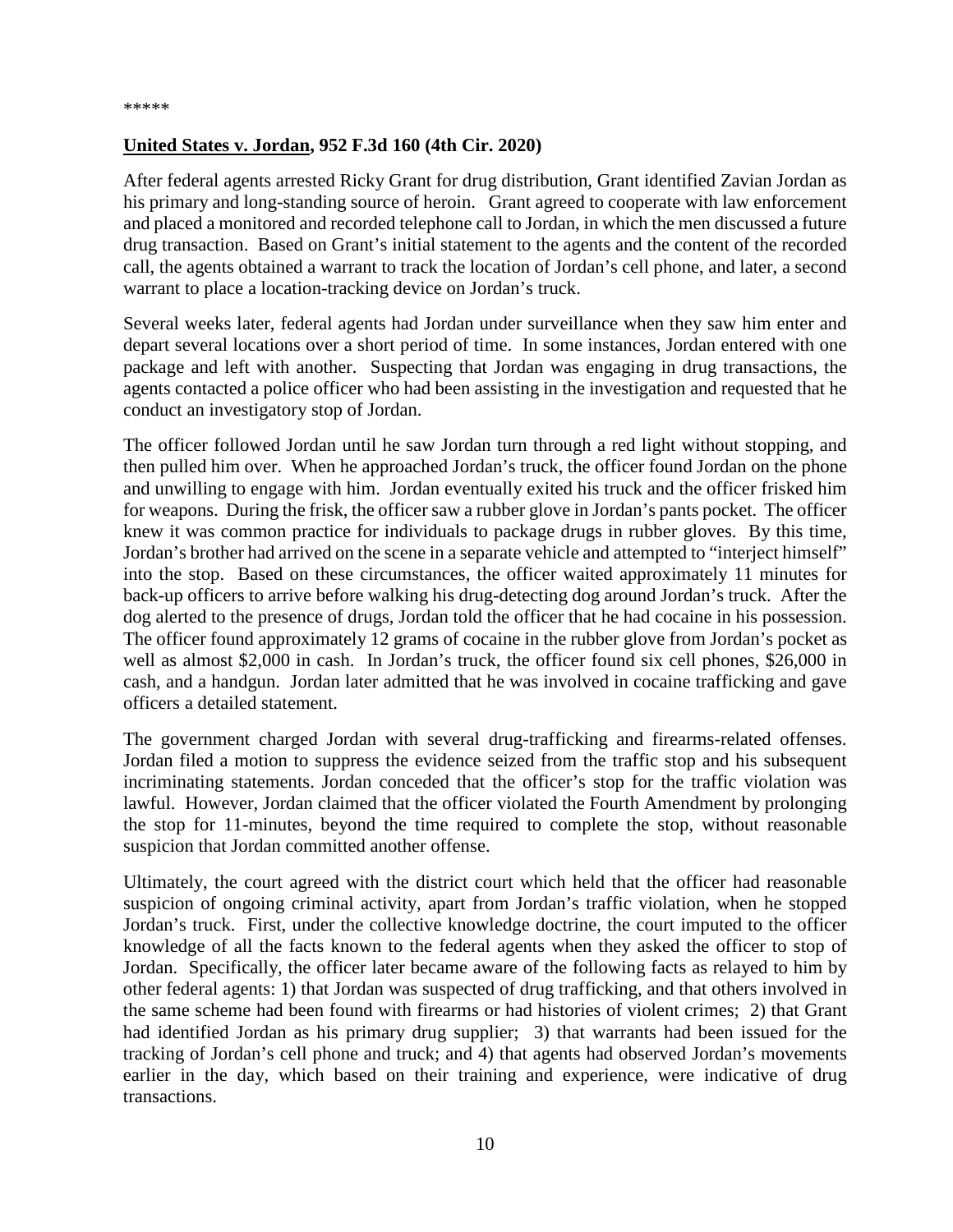*****

**United States v. Jordan, 952 F.3d 160 (4th Cir. 2020)**

After federal agents arrested Ricky Grant for drug distribution, Grant identified Zavian Jordan as his primary and long-standing source of heroin. Grant agreed to cooperate with law enforcement and placed a monitored and recorded telephone call to Jordan, in which the men discussed a future drug transaction. Based on Grant's initial statement to the agents and the content of the recorded call, the agents obtained a warrant to track the location of Jordan's cell phone, and later, a second warrant to place a location-tracking device on Jordan's truck.

Several weeks later, federal agents had Jordan under surveillance when they saw him enter and depart several locations over a short period of time. In some instances, Jordan entered with one package and left with another. Suspecting that Jordan was engaging in drug transactions, the agents contacted a police officer who had been assisting in the investigation and requested that he conduct an investigatory stop of Jordan.

The officer followed Jordan until he saw Jordan turn through a red light without stopping, and then pulled him over. When he approached Jordan's truck, the officer found Jordan on the phone and unwilling to engage with him. Jordan eventually exited his truck and the officer frisked him for weapons. During the frisk, the officer saw a rubber glove in Jordan's pants pocket. The officer knew it was common practice for individuals to package drugs in rubber gloves. By this time, Jordan's brother had arrived on the scene in a separate vehicle and attempted to "interject himself" into the stop. Based on these circumstances, the officer waited approximately 11 minutes for back-up officers to arrive before walking his drug-detecting dog around Jordan's truck. After the dog alerted to the presence of drugs, Jordan told the officer that he had cocaine in his possession. The officer found approximately 12 grams of cocaine in the rubber glove from Jordan's pocket as well as almost $2,000 in cash. In Jordan's truck, the officer found six cell phones, $26,000 in cash, and a handgun. Jordan later admitted that he was involved in cocaine trafficking and gave officers a detailed statement.

The government charged Jordan with several drug-trafficking and firearms-related offenses. Jordan filed a motion to suppress the evidence seized from the traffic stop and his subsequent incriminating statements. Jordan conceded that the officer's stop for the traffic violation was lawful. However, Jordan claimed that the officer violated the Fourth Amendment by prolonging the stop for 11-minutes, beyond the time required to complete the stop, without reasonable suspicion that Jordan committed another offense.

Ultimately, the court agreed with the district court which held that the officer had reasonable suspicion of ongoing criminal activity, apart from Jordan's traffic violation, when he stopped Jordan's truck. First, under the collective knowledge doctrine, the court imputed to the officer knowledge of all the facts known to the federal agents when they asked the officer to stop of Jordan. Specifically, the officer later became aware of the following facts as relayed to him by other federal agents: 1) that Jordan was suspected of drug trafficking, and that others involved in the same scheme had been found with firearms or had histories of violent crimes; 2) that Grant had identified Jordan as his primary drug supplier; 3) that warrants had been issued for the tracking of Jordan's cell phone and truck; and 4) that agents had observed Jordan's movements earlier in the day, which based on their training and experience, were indicative of drug transactions.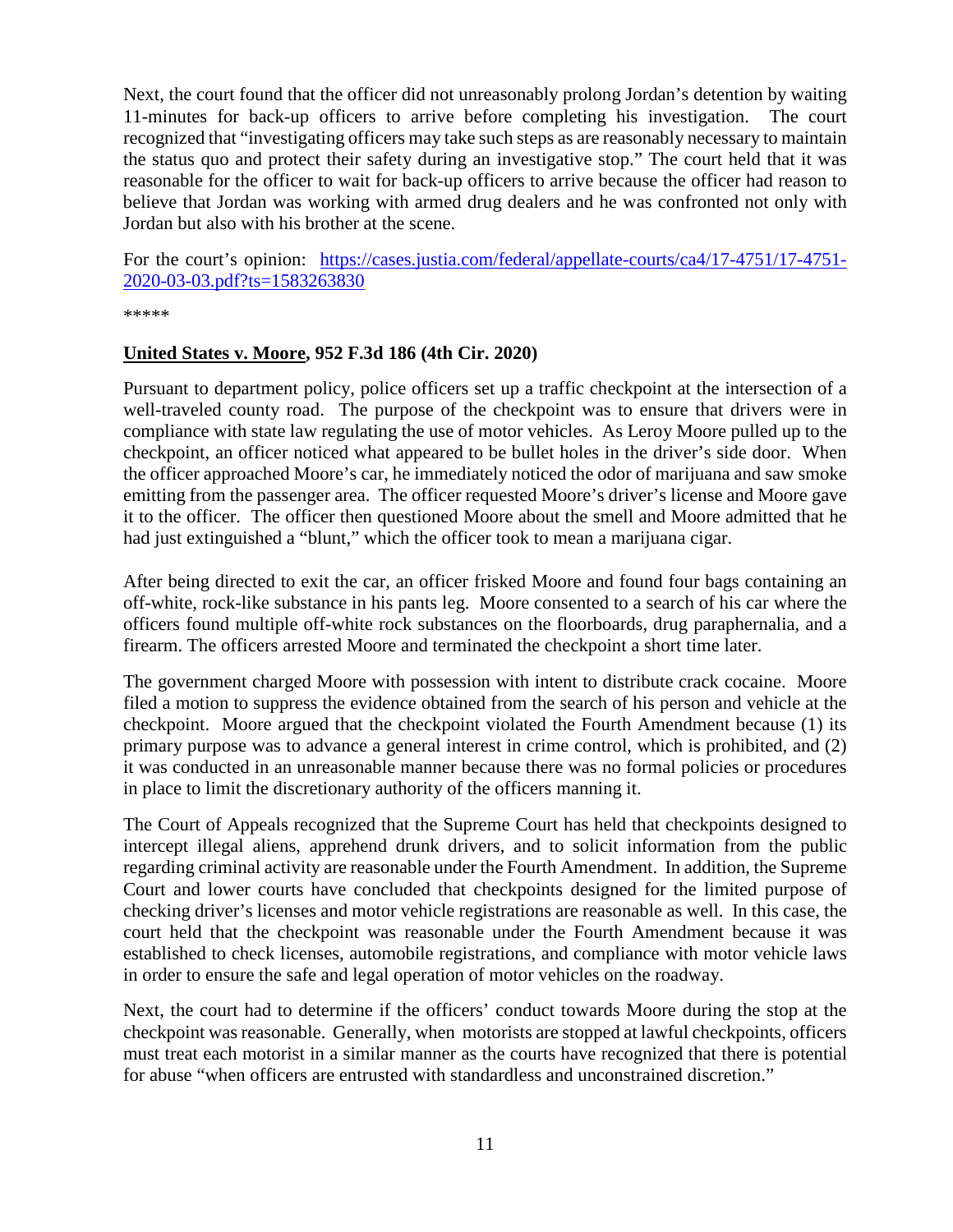Next, the court found that the officer did not unreasonably prolong Jordan's detention by waiting 11-minutes for back-up officers to arrive before completing his investigation. The court recognized that "investigating officers may take such steps as are reasonably necessary to maintain the status quo and protect their safety during an investigative stop." The court held that it was reasonable for the officer to wait for back-up officers to arrive because the officer had reason to believe that Jordan was working with armed drug dealers and he was confronted not only with Jordan but also with his brother at the scene.

For the court's opinion: [https://cases.justia.com/federal/appellate-courts/ca4/17-4751/17-4751-2020-03-03.pdf?ts=1583263830](https://cases.justia.com/federal/appellate-courts/ca4/17-4751/17-4751-2020-03-03.pdf?ts=1583263830)

*****

**United States v. Moore, 952 F.3d 186 (4th Cir. 2020)**

Pursuant to department policy, police officers set up a traffic checkpoint at the intersection of a well-traveled county road. The purpose of the checkpoint was to ensure that drivers were in compliance with state law regulating the use of motor vehicles. As Leroy Moore pulled up to the checkpoint, an officer noticed what appeared to be bullet holes in the driver's side door. When the officer approached Moore's car, he immediately noticed the odor of marijuana and saw smoke emitting from the passenger area. The officer requested Moore's driver's license and Moore gave it to the officer. The officer then questioned Moore about the smell and Moore admitted that he had just extinguished a "blunt," which the officer took to mean a marijuana cigar.

After being directed to exit the car, an officer frisked Moore and found four bags containing an off-white, rock-like substance in his pants leg. Moore consented to a search of his car where the officers found multiple off-white rock substances on the floorboards, drug paraphernalia, and a firearm. The officers arrested Moore and terminated the checkpoint a short time later.

The government charged Moore with possession with intent to distribute crack cocaine. Moore filed a motion to suppress the evidence obtained from the search of his person and vehicle at the checkpoint. Moore argued that the checkpoint violated the Fourth Amendment because (1) its primary purpose was to advance a general interest in crime control, which is prohibited, and (2) it was conducted in an unreasonable manner because there was no formal policies or procedures in place to limit the discretionary authority of the officers manning it.

The Court of Appeals recognized that the Supreme Court has held that checkpoints designed to intercept illegal aliens, apprehend drunk drivers, and to solicit information from the public regarding criminal activity are reasonable under the Fourth Amendment. In addition, the Supreme Court and lower courts have concluded that checkpoints designed for the limited purpose of checking driver's licenses and motor vehicle registrations are reasonable as well. In this case, the court held that the checkpoint was reasonable under the Fourth Amendment because it was established to check licenses, automobile registrations, and compliance with motor vehicle laws in order to ensure the safe and legal operation of motor vehicles on the roadway.

Next, the court had to determine if the officers' conduct towards Moore during the stop at the checkpoint was reasonable. Generally, when motorists are stopped at lawful checkpoints, officers must treat each motorist in a similar manner as the courts have recognized that there is potential for abuse "when officers are entrusted with standardless and unconstrained discretion."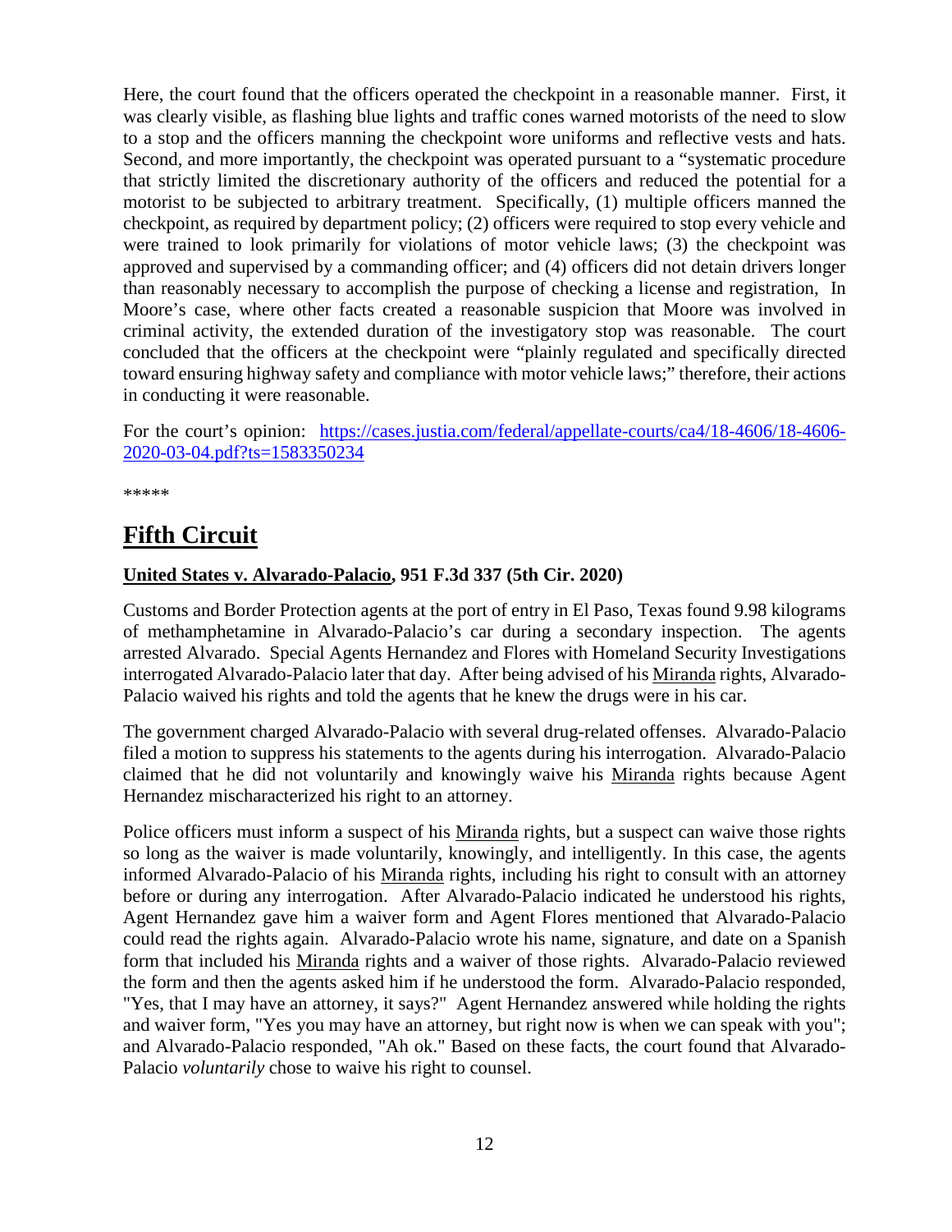Here, the court found that the officers operated the checkpoint in a reasonable manner. First, it was clearly visible, as flashing blue lights and traffic cones warned motorists of the need to slow to a stop and the officers manning the checkpoint wore uniforms and reflective vests and hats. Second, and more importantly, the checkpoint was operated pursuant to a "systematic procedure that strictly limited the discretionary authority of the officers and reduced the potential for a motorist to be subjected to arbitrary treatment. Specifically, (1) multiple officers manned the checkpoint, as required by department policy; (2) officers were required to stop every vehicle and were trained to look primarily for violations of motor vehicle laws; (3) the checkpoint was approved and supervised by a commanding officer; and (4) officers did not detain drivers longer than reasonably necessary to accomplish the purpose of checking a license and registration, In Moore's case, where other facts created a reasonable suspicion that Moore was involved in criminal activity, the extended duration of the investigatory stop was reasonable. The court concluded that the officers at the checkpoint were "plainly regulated and specifically directed toward ensuring highway safety and compliance with motor vehicle laws;" therefore, their actions in conducting it were reasonable.

For the court's opinion: [https://cases.justia.com/federal/appellate-courts/ca4/18-4606/18-4606-2020-03-04.pdf?ts=1583350234](https://cases.justia.com/federal/appellate-courts/ca4/18-4606/18-4606-2020-03-04.pdf?ts=1583350234)

*****

# Fifth Circuit

### United States v. Alvarado-Palacio, 951 F.3d 337 (5th Cir. 2020)

Customs and Border Protection agents at the port of entry in El Paso, Texas found 9.98 kilograms of methamphetamine in Alvarado-Palacio's car during a secondary inspection. The agents arrested Alvarado. Special Agents Hernandez and Flores with Homeland Security Investigations interrogated Alvarado-Palacio later that day. After being advised of his Miranda rights, Alvarado-Palacio waived his rights and told the agents that he knew the drugs were in his car.

The government charged Alvarado-Palacio with several drug-related offenses. Alvarado-Palacio filed a motion to suppress his statements to the agents during his interrogation. Alvarado-Palacio claimed that he did not voluntarily and knowingly waive his Miranda rights because Agent Hernandez mischaracterized his right to an attorney.

Police officers must inform a suspect of his Miranda rights, but a suspect can waive those rights so long as the waiver is made voluntarily, knowingly, and intelligently. In this case, the agents informed Alvarado-Palacio of his Miranda rights, including his right to consult with an attorney before or during any interrogation. After Alvarado-Palacio indicated he understood his rights, Agent Hernandez gave him a waiver form and Agent Flores mentioned that Alvarado-Palacio could read the rights again. Alvarado-Palacio wrote his name, signature, and date on a Spanish form that included his Miranda rights and a waiver of those rights. Alvarado-Palacio reviewed the form and then the agents asked him if he understood the form. Alvarado-Palacio responded, "Yes, that I may have an attorney, it says?" Agent Hernandez answered while holding the rights and waiver form, "Yes you may have an attorney, but right now is when we can speak with you"; and Alvarado-Palacio responded, "Ah ok." Based on these facts, the court found that Alvarado-Palacio *voluntarily* chose to waive his right to counsel.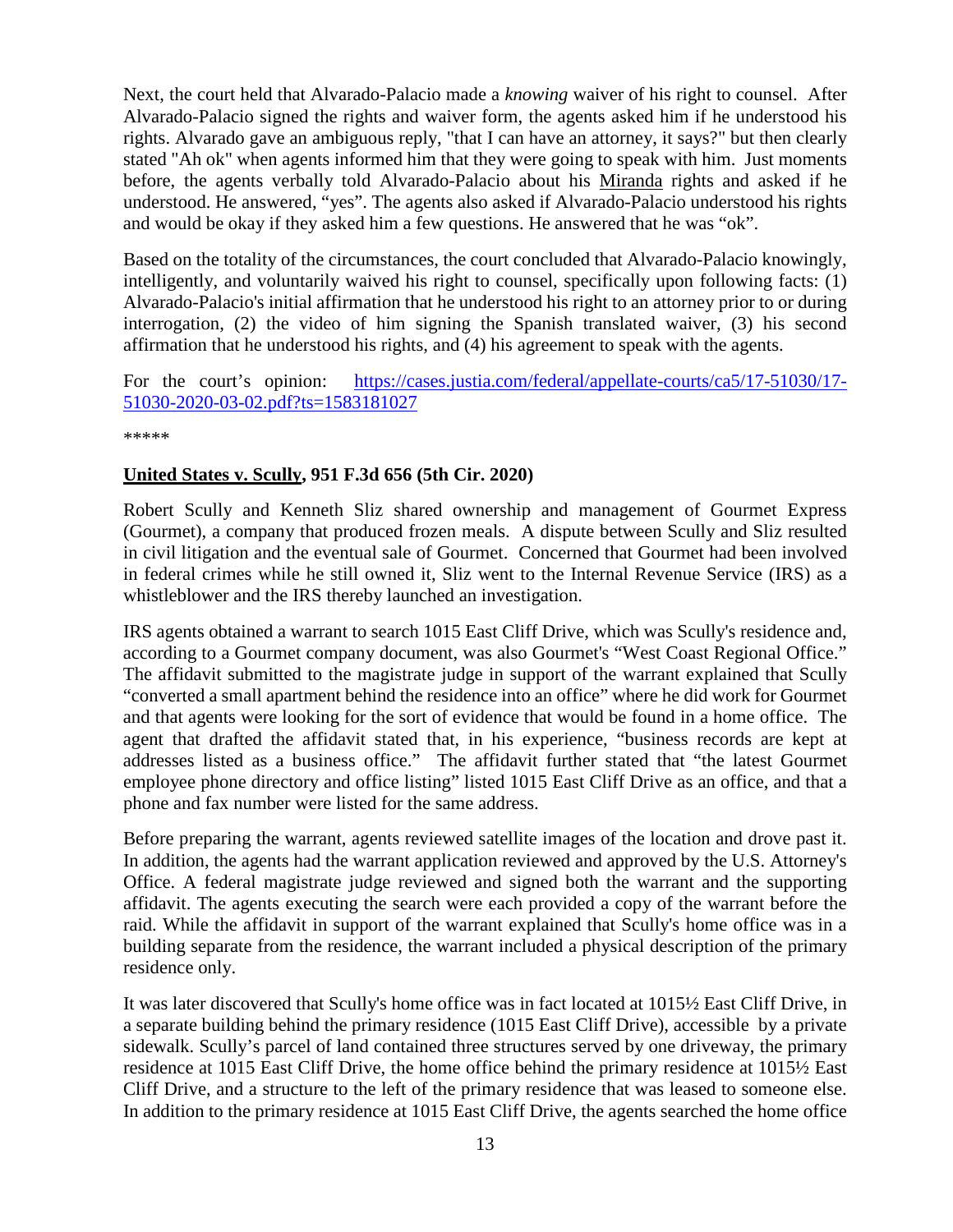Next, the court held that Alvarado-Palacio made a *knowing* waiver of his right to counsel. After Alvarado-Palacio signed the rights and waiver form, the agents asked him if he understood his rights. Alvarado gave an ambiguous reply, "that I can have an attorney, it says?" but then clearly stated "Ah ok" when agents informed him that they were going to speak with him. Just moments before, the agents verbally told Alvarado-Palacio about his Miranda rights and asked if he understood. He answered, "yes". The agents also asked if Alvarado-Palacio understood his rights and would be okay if they asked him a few questions. He answered that he was "ok".

Based on the totality of the circumstances, the court concluded that Alvarado-Palacio knowingly, intelligently, and voluntarily waived his right to counsel, specifically upon following facts: (1) Alvarado-Palacio's initial affirmation that he understood his right to an attorney prior to or during interrogation, (2) the video of him signing the Spanish translated waiver, (3) his second affirmation that he understood his rights, and (4) his agreement to speak with the agents.

For the court's opinion: [https://cases.justia.com/federal/appellate-courts/ca5/17-51030/17-51030-2020-03-02.pdf?ts=1583181027](https://cases.justia.com/federal/appellate-courts/ca5/17-51030/17-51030-2020-03-02.pdf?ts=1583181027)

*****

**United States v. Scully, 951 F.3d 656 (5th Cir. 2020)**

Robert Scully and Kenneth Sliz shared ownership and management of Gourmet Express (Gourmet), a company that produced frozen meals. A dispute between Scully and Sliz resulted in civil litigation and the eventual sale of Gourmet. Concerned that Gourmet had been involved in federal crimes while he still owned it, Sliz went to the Internal Revenue Service (IRS) as a whistleblower and the IRS thereby launched an investigation.

IRS agents obtained a warrant to search 1015 East Cliff Drive, which was Scully's residence and, according to a Gourmet company document, was also Gourmet's "West Coast Regional Office." The affidavit submitted to the magistrate judge in support of the warrant explained that Scully "converted a small apartment behind the residence into an office" where he did work for Gourmet and that agents were looking for the sort of evidence that would be found in a home office. The agent that drafted the affidavit stated that, in his experience, "business records are kept at addresses listed as a business office." The affidavit further stated that "the latest Gourmet employee phone directory and office listing" listed 1015 East Cliff Drive as an office, and that a phone and fax number were listed for the same address.

Before preparing the warrant, agents reviewed satellite images of the location and drove past it. In addition, the agents had the warrant application reviewed and approved by the U.S. Attorney's Office. A federal magistrate judge reviewed and signed both the warrant and the supporting affidavit. The agents executing the search were each provided a copy of the warrant before the raid. While the affidavit in support of the warrant explained that Scully's home office was in a building separate from the residence, the warrant included a physical description of the primary residence only.

It was later discovered that Scully's home office was in fact located at 1015½ East Cliff Drive, in a separate building behind the primary residence (1015 East Cliff Drive), accessible by a private sidewalk. Scully's parcel of land contained three structures served by one driveway, the primary residence at 1015 East Cliff Drive, the home office behind the primary residence at 1015½ East Cliff Drive, and a structure to the left of the primary residence that was leased to someone else. In addition to the primary residence at 1015 East Cliff Drive, the agents searched the home office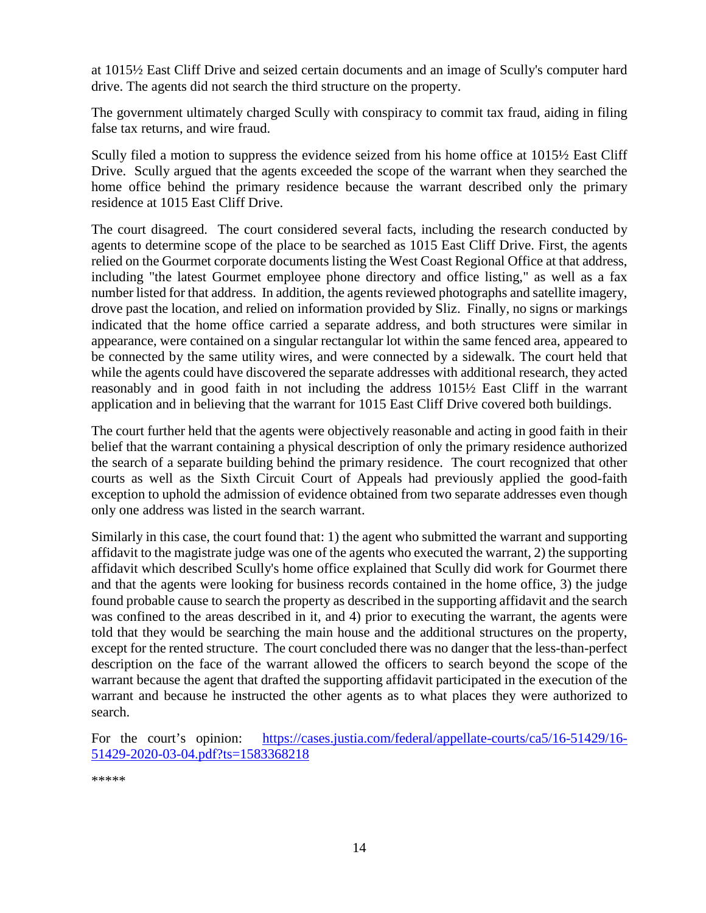at 1015½ East Cliff Drive and seized certain documents and an image of Scully's computer hard drive. The agents did not search the third structure on the property.

The government ultimately charged Scully with conspiracy to commit tax fraud, aiding in filing false tax returns, and wire fraud.

Scully filed a motion to suppress the evidence seized from his home office at 1015½ East Cliff Drive. Scully argued that the agents exceeded the scope of the warrant when they searched the home office behind the primary residence because the warrant described only the primary residence at 1015 East Cliff Drive.

The court disagreed. The court considered several facts, including the research conducted by agents to determine scope of the place to be searched as 1015 East Cliff Drive. First, the agents relied on the Gourmet corporate documents listing the West Coast Regional Office at that address, including "the latest Gourmet employee phone directory and office listing," as well as a fax number listed for that address. In addition, the agents reviewed photographs and satellite imagery, drove past the location, and relied on information provided by Sliz. Finally, no signs or markings indicated that the home office carried a separate address, and both structures were similar in appearance, were contained on a singular rectangular lot within the same fenced area, appeared to be connected by the same utility wires, and were connected by a sidewalk. The court held that while the agents could have discovered the separate addresses with additional research, they acted reasonably and in good faith in not including the address 1015½ East Cliff in the warrant application and in believing that the warrant for 1015 East Cliff Drive covered both buildings.

The court further held that the agents were objectively reasonable and acting in good faith in their belief that the warrant containing a physical description of only the primary residence authorized the search of a separate building behind the primary residence. The court recognized that other courts as well as the Sixth Circuit Court of Appeals had previously applied the good-faith exception to uphold the admission of evidence obtained from two separate addresses even though only one address was listed in the search warrant.

Similarly in this case, the court found that: 1) the agent who submitted the warrant and supporting affidavit to the magistrate judge was one of the agents who executed the warrant, 2) the supporting affidavit which described Scully's home office explained that Scully did work for Gourmet there and that the agents were looking for business records contained in the home office, 3) the judge found probable cause to search the property as described in the supporting affidavit and the search was confined to the areas described in it, and 4) prior to executing the warrant, the agents were told that they would be searching the main house and the additional structures on the property, except for the rented structure. The court concluded there was no danger that the less-than-perfect description on the face of the warrant allowed the officers to search beyond the scope of the warrant because the agent that drafted the supporting affidavit participated in the execution of the warrant and because he instructed the other agents as to what places they were authorized to search.

For the court's opinion: [https://cases.justia.com/federal/appellate-courts/ca5/16-51429/16-51429-2020-03-04.pdf?ts=1583368218](https://cases.justia.com/federal/appellate-courts/ca5/16-51429/16-51429-2020-03-04.pdf?ts=1583368218)

*****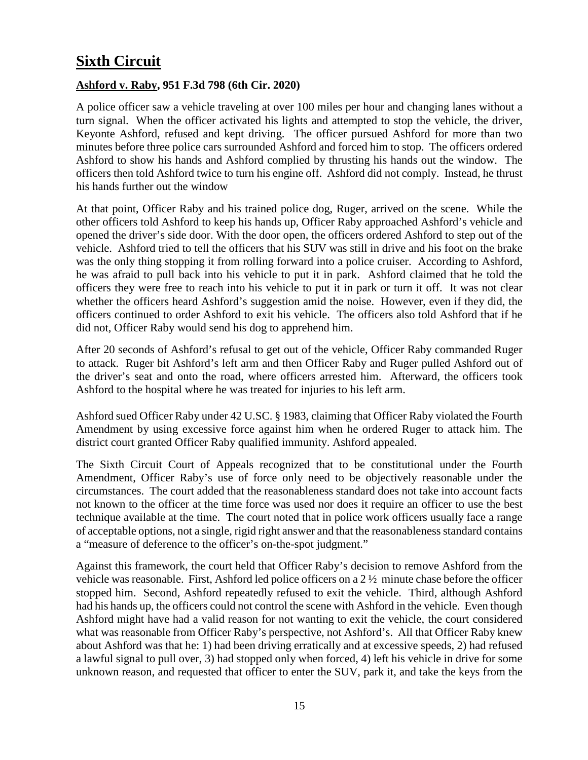# Sixth Circuit

## Ashford v. Raby, 951 F.3d 798 (6th Cir. 2020)

A police officer saw a vehicle traveling at over 100 miles per hour and changing lanes without a turn signal. When the officer activated his lights and attempted to stop the vehicle, the driver, Keyonte Ashford, refused and kept driving. The officer pursued Ashford for more than two minutes before three police cars surrounded Ashford and forced him to stop. The officers ordered Ashford to show his hands and Ashford complied by thrusting his hands out the window. The officers then told Ashford twice to turn his engine off. Ashford did not comply. Instead, he thrust his hands further out the window

At that point, Officer Raby and his trained police dog, Ruger, arrived on the scene. While the other officers told Ashford to keep his hands up, Officer Raby approached Ashford's vehicle and opened the driver's side door. With the door open, the officers ordered Ashford to step out of the vehicle. Ashford tried to tell the officers that his SUV was still in drive and his foot on the brake was the only thing stopping it from rolling forward into a police cruiser. According to Ashford, he was afraid to pull back into his vehicle to put it in park. Ashford claimed that he told the officers they were free to reach into his vehicle to put it in park or turn it off. It was not clear whether the officers heard Ashford's suggestion amid the noise. However, even if they did, the officers continued to order Ashford to exit his vehicle. The officers also told Ashford that if he did not, Officer Raby would send his dog to apprehend him.

After 20 seconds of Ashford's refusal to get out of the vehicle, Officer Raby commanded Ruger to attack. Ruger bit Ashford's left arm and then Officer Raby and Ruger pulled Ashford out of the driver's seat and onto the road, where officers arrested him. Afterward, the officers took Ashford to the hospital where he was treated for injuries to his left arm.

Ashford sued Officer Raby under 42 U.SC. § 1983, claiming that Officer Raby violated the Fourth Amendment by using excessive force against him when he ordered Ruger to attack him. The district court granted Officer Raby qualified immunity. Ashford appealed.

The Sixth Circuit Court of Appeals recognized that to be constitutional under the Fourth Amendment, Officer Raby's use of force only need to be objectively reasonable under the circumstances. The court added that the reasonableness standard does not take into account facts not known to the officer at the time force was used nor does it require an officer to use the best technique available at the time. The court noted that in police work officers usually face a range of acceptable options, not a single, rigid right answer and that the reasonableness standard contains a "measure of deference to the officer's on-the-spot judgment."

Against this framework, the court held that Officer Raby's decision to remove Ashford from the vehicle was reasonable. First, Ashford led police officers on a 2 ½ minute chase before the officer stopped him. Second, Ashford repeatedly refused to exit the vehicle. Third, although Ashford had his hands up, the officers could not control the scene with Ashford in the vehicle. Even though Ashford might have had a valid reason for not wanting to exit the vehicle, the court considered what was reasonable from Officer Raby's perspective, not Ashford's. All that Officer Raby knew about Ashford was that he: 1) had been driving erratically and at excessive speeds, 2) had refused a lawful signal to pull over, 3) had stopped only when forced, 4) left his vehicle in drive for some unknown reason, and requested that officer to enter the SUV, park it, and take the keys from the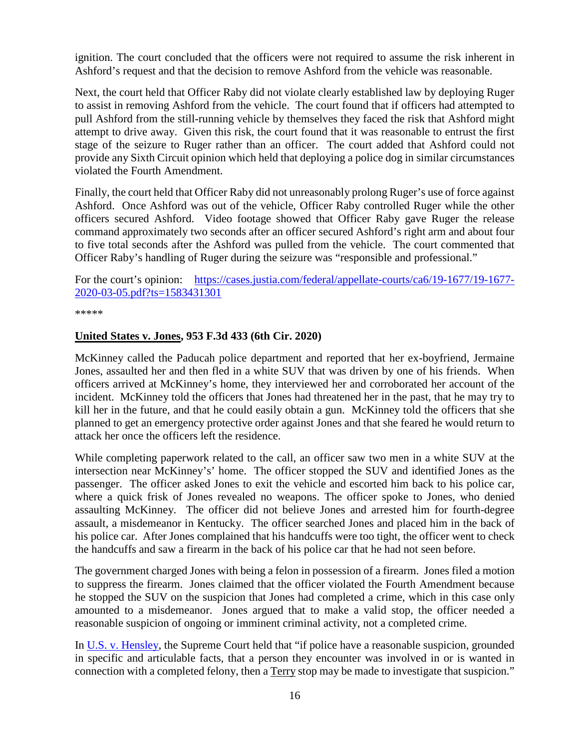ignition. The court concluded that the officers were not required to assume the risk inherent in Ashford's request and that the decision to remove Ashford from the vehicle was reasonable.

Next, the court held that Officer Raby did not violate clearly established law by deploying Ruger to assist in removing Ashford from the vehicle. The court found that if officers had attempted to pull Ashford from the still-running vehicle by themselves they faced the risk that Ashford might attempt to drive away. Given this risk, the court found that it was reasonable to entrust the first stage of the seizure to Ruger rather than an officer. The court added that Ashford could not provide any Sixth Circuit opinion which held that deploying a police dog in similar circumstances violated the Fourth Amendment.

Finally, the court held that Officer Raby did not unreasonably prolong Ruger's use of force against Ashford. Once Ashford was out of the vehicle, Officer Raby controlled Ruger while the other officers secured Ashford. Video footage showed that Officer Raby gave Ruger the release command approximately two seconds after an officer secured Ashford's right arm and about four to five total seconds after the Ashford was pulled from the vehicle. The court commented that Officer Raby's handling of Ruger during the seizure was "responsible and professional."

For the court's opinion: [https://cases.justia.com/federal/appellate-courts/ca6/19-1677/19-1677-2020-03-05.pdf?ts=1583431301](https://cases.justia.com/federal/appellate-courts/ca6/19-1677/19-1677-2020-03-05.pdf?ts=1583431301)

*****

**United States v. Jones, 953 F.3d 433 (6th Cir. 2020)**

McKinney called the Paducah police department and reported that her ex-boyfriend, Jermaine Jones, assaulted her and then fled in a white SUV that was driven by one of his friends. When officers arrived at McKinney's home, they interviewed her and corroborated her account of the incident. McKinney told the officers that Jones had threatened her in the past, that he may try to kill her in the future, and that he could easily obtain a gun. McKinney told the officers that she planned to get an emergency protective order against Jones and that she feared he would return to attack her once the officers left the residence.

While completing paperwork related to the call, an officer saw two men in a white SUV at the intersection near McKinney's' home. The officer stopped the SUV and identified Jones as the passenger. The officer asked Jones to exit the vehicle and escorted him back to his police car, where a quick frisk of Jones revealed no weapons. The officer spoke to Jones, who denied assaulting McKinney. The officer did not believe Jones and arrested him for fourth-degree assault, a misdemeanor in Kentucky. The officer searched Jones and placed him in the back of his police car. After Jones complained that his handcuffs were too tight, the officer went to check the handcuffs and saw a firearm in the back of his police car that he had not seen before.

The government charged Jones with being a felon in possession of a firearm. Jones filed a motion to suppress the firearm. Jones claimed that the officer violated the Fourth Amendment because he stopped the SUV on the suspicion that Jones had completed a crime, which in this case only amounted to a misdemeanor. Jones argued that to make a valid stop, the officer needed a reasonable suspicion of ongoing or imminent criminal activity, not a completed crime.

In U.S. v. Hensley, the Supreme Court held that "if police have a reasonable suspicion, grounded in specific and articulable facts, that a person they encounter was involved in or is wanted in connection with a completed felony, then a Terry stop may be made to investigate that suspicion."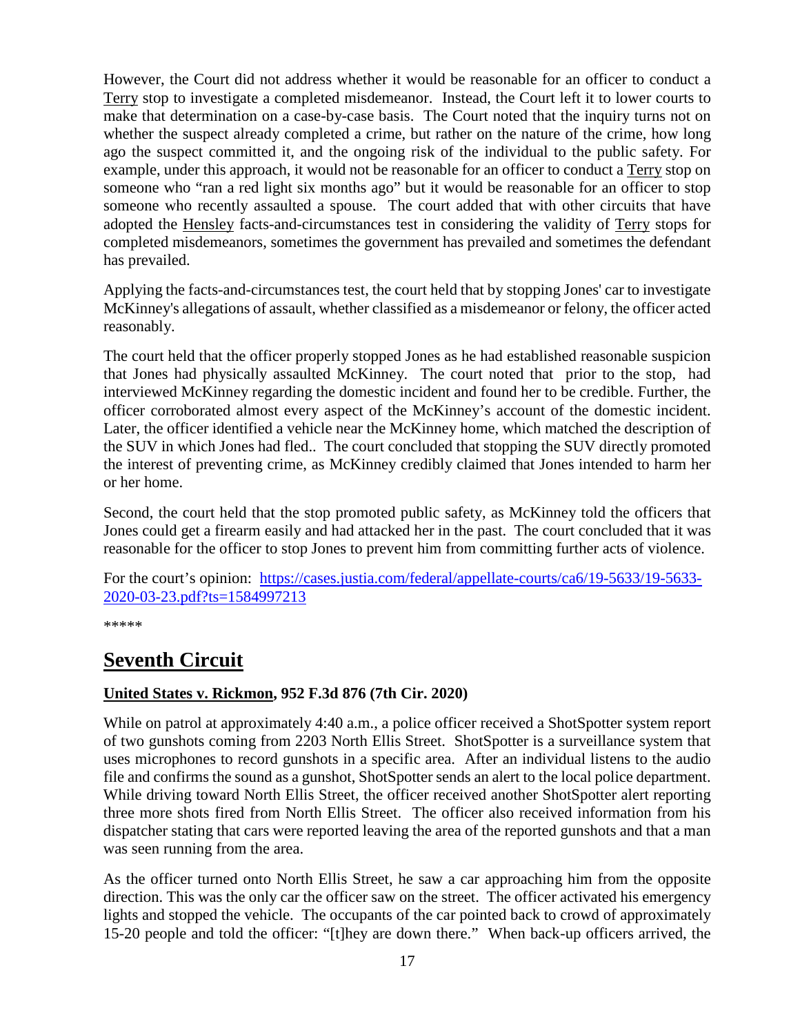However, the Court did not address whether it would be reasonable for an officer to conduct a Terry stop to investigate a completed misdemeanor. Instead, the Court left it to lower courts to make that determination on a case-by-case basis. The Court noted that the inquiry turns not on whether the suspect already completed a crime, but rather on the nature of the crime, how long ago the suspect committed it, and the ongoing risk of the individual to the public safety. For example, under this approach, it would not be reasonable for an officer to conduct a Terry stop on someone who "ran a red light six months ago" but it would be reasonable for an officer to stop someone who recently assaulted a spouse. The court added that with other circuits that have adopted the Hensley facts-and-circumstances test in considering the validity of Terry stops for completed misdemeanors, sometimes the government has prevailed and sometimes the defendant has prevailed.

Applying the facts-and-circumstances test, the court held that by stopping Jones' car to investigate McKinney's allegations of assault, whether classified as a misdemeanor or felony, the officer acted reasonably.

The court held that the officer properly stopped Jones as he had established reasonable suspicion that Jones had physically assaulted McKinney. The court noted that prior to the stop, had interviewed McKinney regarding the domestic incident and found her to be credible. Further, the officer corroborated almost every aspect of the McKinney's account of the domestic incident. Later, the officer identified a vehicle near the McKinney home, which matched the description of the SUV in which Jones had fled.. The court concluded that stopping the SUV directly promoted the interest of preventing crime, as McKinney credibly claimed that Jones intended to harm her or her home.

Second, the court held that the stop promoted public safety, as McKinney told the officers that Jones could get a firearm easily and had attacked her in the past. The court concluded that it was reasonable for the officer to stop Jones to prevent him from committing further acts of violence.

For the court's opinion: [https://cases.justia.com/federal/appellate-courts/ca6/19-5633/19-5633-2020-03-23.pdf?ts=1584997213](https://cases.justia.com/federal/appellate-courts/ca6/19-5633/19-5633-2020-03-23.pdf?ts=1584997213)

*****

# Seventh Circuit

### United States v. Rickmon, 952 F.3d 876 (7th Cir. 2020)

While on patrol at approximately 4:40 a.m., a police officer received a ShotSpotter system report of two gunshots coming from 2203 North Ellis Street. ShotSpotter is a surveillance system that uses microphones to record gunshots in a specific area. After an individual listens to the audio file and confirms the sound as a gunshot, ShotSpotter sends an alert to the local police department. While driving toward North Ellis Street, the officer received another ShotSpotter alert reporting three more shots fired from North Ellis Street. The officer also received information from his dispatcher stating that cars were reported leaving the area of the reported gunshots and that a man was seen running from the area.

As the officer turned onto North Ellis Street, he saw a car approaching him from the opposite direction. This was the only car the officer saw on the street. The officer activated his emergency lights and stopped the vehicle. The occupants of the car pointed back to crowd of approximately 15-20 people and told the officer: "[t]hey are down there." When back-up officers arrived, the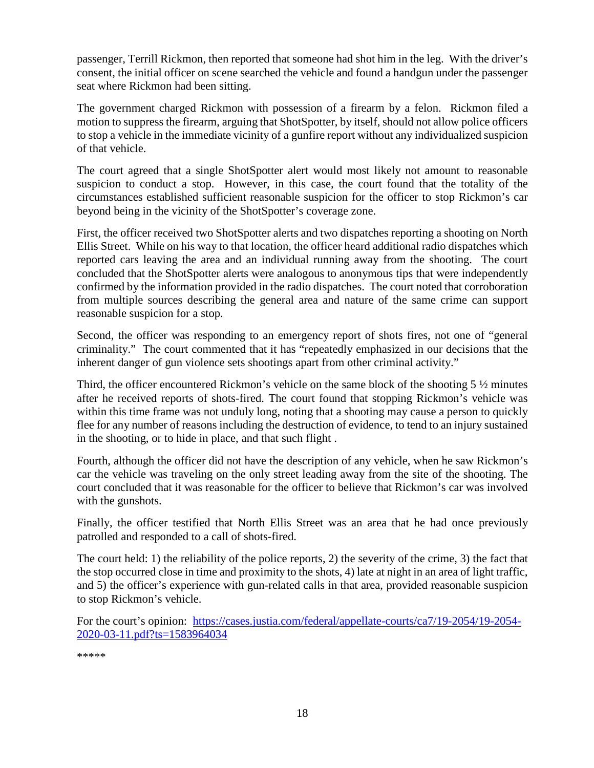passenger, Terrill Rickmon, then reported that someone had shot him in the leg. With the driver's consent, the initial officer on scene searched the vehicle and found a handgun under the passenger seat where Rickmon had been sitting.

The government charged Rickmon with possession of a firearm by a felon. Rickmon filed a motion to suppress the firearm, arguing that ShotSpotter, by itself, should not allow police officers to stop a vehicle in the immediate vicinity of a gunfire report without any individualized suspicion of that vehicle.

The court agreed that a single ShotSpotter alert would most likely not amount to reasonable suspicion to conduct a stop. However, in this case, the court found that the totality of the circumstances established sufficient reasonable suspicion for the officer to stop Rickmon's car beyond being in the vicinity of the ShotSpotter's coverage zone.

First, the officer received two ShotSpotter alerts and two dispatches reporting a shooting on North Ellis Street. While on his way to that location, the officer heard additional radio dispatches which reported cars leaving the area and an individual running away from the shooting. The court concluded that the ShotSpotter alerts were analogous to anonymous tips that were independently confirmed by the information provided in the radio dispatches. The court noted that corroboration from multiple sources describing the general area and nature of the same crime can support reasonable suspicion for a stop.

Second, the officer was responding to an emergency report of shots fires, not one of "general criminality." The court commented that it has "repeatedly emphasized in our decisions that the inherent danger of gun violence sets shootings apart from other criminal activity."

Third, the officer encountered Rickmon's vehicle on the same block of the shooting 5 ½ minutes after he received reports of shots-fired. The court found that stopping Rickmon's vehicle was within this time frame was not unduly long, noting that a shooting may cause a person to quickly flee for any number of reasons including the destruction of evidence, to tend to an injury sustained in the shooting, or to hide in place, and that such flight .

Fourth, although the officer did not have the description of any vehicle, when he saw Rickmon's car the vehicle was traveling on the only street leading away from the site of the shooting. The court concluded that it was reasonable for the officer to believe that Rickmon's car was involved with the gunshots.

Finally, the officer testified that North Ellis Street was an area that he had once previously patrolled and responded to a call of shots-fired.

The court held: 1) the reliability of the police reports, 2) the severity of the crime, 3) the fact that the stop occurred close in time and proximity to the shots, 4) late at night in an area of light traffic, and 5) the officer's experience with gun-related calls in that area, provided reasonable suspicion to stop Rickmon's vehicle.

For the court's opinion: [https://cases.justia.com/federal/appellate-courts/ca7/19-2054/19-2054-2020-03-11.pdf?ts=1583964034](https://cases.justia.com/federal/appellate-courts/ca7/19-2054/19-2054-2020-03-11.pdf?ts=1583964034)

*****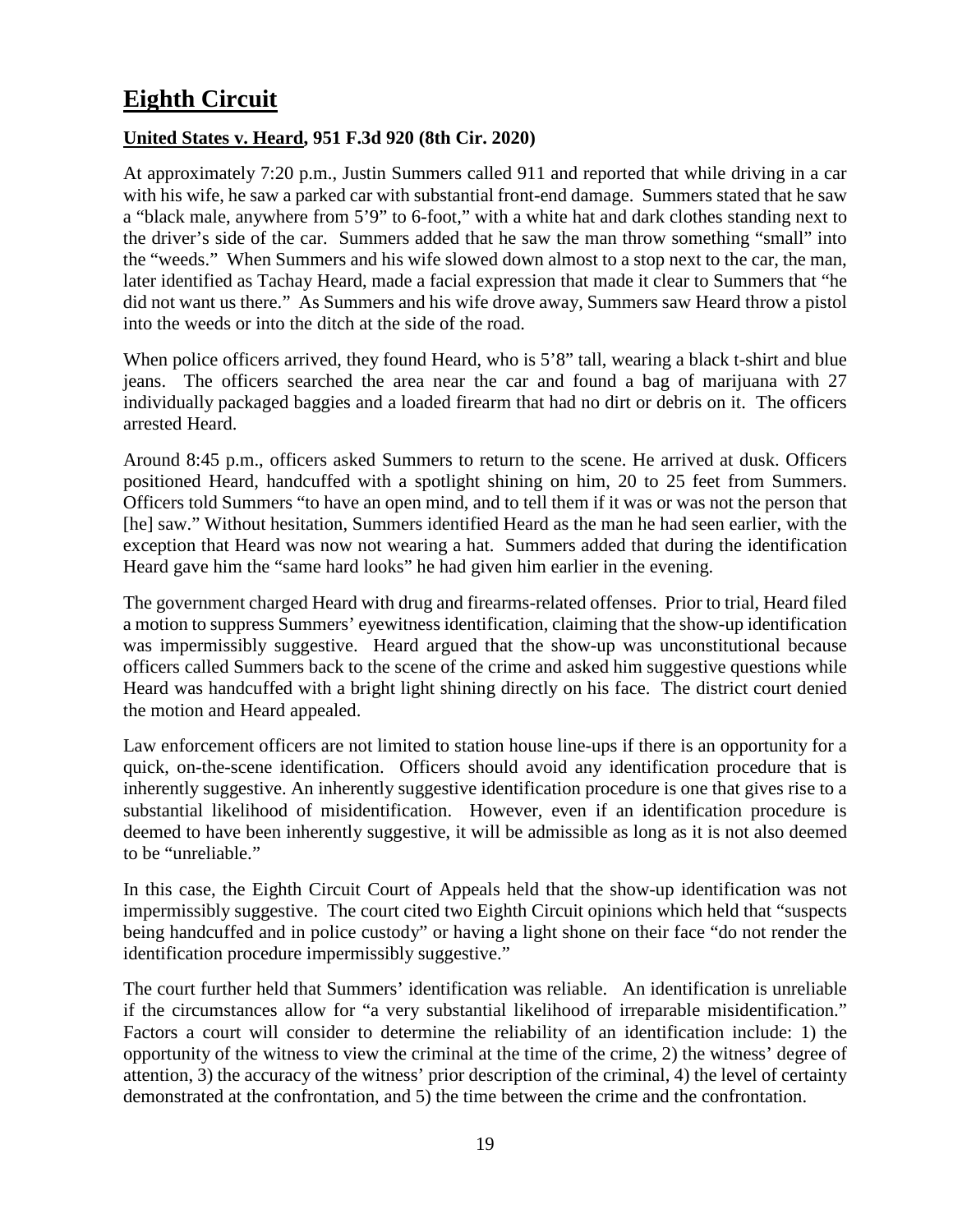# **Eighth Circuit**

**United States v. Heard, 951 F.3d 920 (8th Cir. 2020)**

At approximately 7:20 p.m., Justin Summers called 911 and reported that while driving in a car with his wife, he saw a parked car with substantial front-end damage. Summers stated that he saw a "black male, anywhere from 5'9" to 6-foot," with a white hat and dark clothes standing next to the driver's side of the car. Summers added that he saw the man throw something "small" into the "weeds." When Summers and his wife slowed down almost to a stop next to the car, the man, later identified as Tachay Heard, made a facial expression that made it clear to Summers that "he did not want us there." As Summers and his wife drove away, Summers saw Heard throw a pistol into the weeds or into the ditch at the side of the road.

When police officers arrived, they found Heard, who is 5'8" tall, wearing a black t-shirt and blue jeans. The officers searched the area near the car and found a bag of marijuana with 27 individually packaged baggies and a loaded firearm that had no dirt or debris on it. The officers arrested Heard.

Around 8:45 p.m., officers asked Summers to return to the scene. He arrived at dusk. Officers positioned Heard, handcuffed with a spotlight shining on him, 20 to 25 feet from Summers. Officers told Summers "to have an open mind, and to tell them if it was or was not the person that [he] saw." Without hesitation, Summers identified Heard as the man he had seen earlier, with the exception that Heard was now not wearing a hat. Summers added that during the identification Heard gave him the "same hard looks" he had given him earlier in the evening.

The government charged Heard with drug and firearms-related offenses. Prior to trial, Heard filed a motion to suppress Summers' eyewitness identification, claiming that the show-up identification was impermissibly suggestive. Heard argued that the show-up was unconstitutional because officers called Summers back to the scene of the crime and asked him suggestive questions while Heard was handcuffed with a bright light shining directly on his face. The district court denied the motion and Heard appealed.

Law enforcement officers are not limited to station house line-ups if there is an opportunity for a quick, on-the-scene identification. Officers should avoid any identification procedure that is inherently suggestive. An inherently suggestive identification procedure is one that gives rise to a substantial likelihood of misidentification. However, even if an identification procedure is deemed to have been inherently suggestive, it will be admissible as long as it is not also deemed to be "unreliable."

In this case, the Eighth Circuit Court of Appeals held that the show-up identification was not impermissibly suggestive. The court cited two Eighth Circuit opinions which held that "suspects being handcuffed and in police custody" or having a light shone on their face "do not render the identification procedure impermissibly suggestive."

The court further held that Summers' identification was reliable. An identification is unreliable if the circumstances allow for "a very substantial likelihood of irreparable misidentification." Factors a court will consider to determine the reliability of an identification include: 1) the opportunity of the witness to view the criminal at the time of the crime, 2) the witness' degree of attention, 3) the accuracy of the witness' prior description of the criminal, 4) the level of certainty demonstrated at the confrontation, and 5) the time between the crime and the confrontation.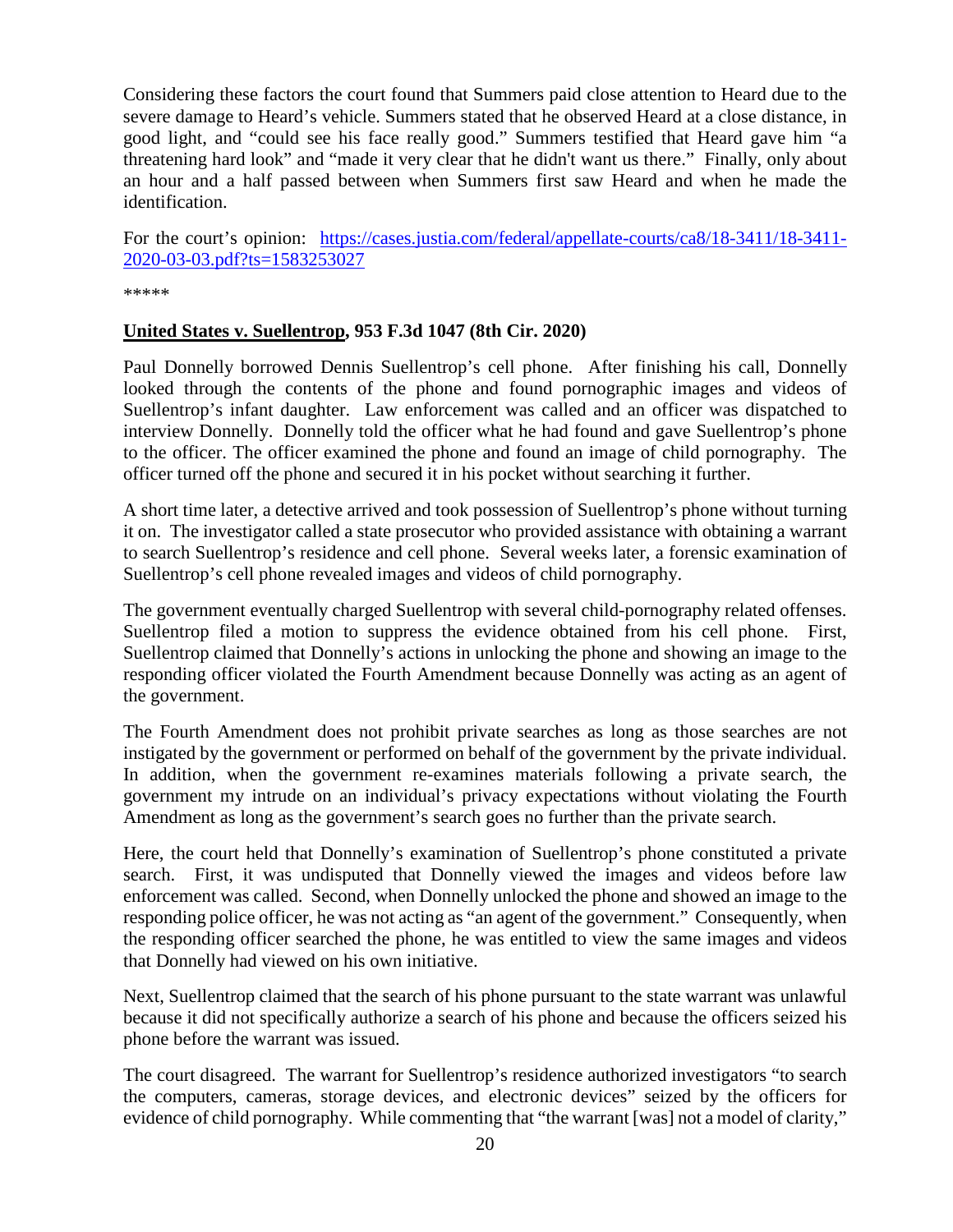Considering these factors the court found that Summers paid close attention to Heard due to the severe damage to Heard's vehicle. Summers stated that he observed Heard at a close distance, in good light, and "could see his face really good." Summers testified that Heard gave him "a threatening hard look" and "made it very clear that he didn't want us there." Finally, only about an hour and a half passed between when Summers first saw Heard and when he made the identification.

For the court's opinion: [https://cases.justia.com/federal/appellate-courts/ca8/18-3411/18-3411-2020-03-03.pdf?ts=1583253027](https://cases.justia.com/federal/appellate-courts/ca8/18-3411/18-3411-2020-03-03.pdf?ts=1583253027)

*****

### **United States v. Suellentrop, 953 F.3d 1047 (8th Cir. 2020)**

Paul Donnelly borrowed Dennis Suellentrop's cell phone. After finishing his call, Donnelly looked through the contents of the phone and found pornographic images and videos of Suellentrop's infant daughter. Law enforcement was called and an officer was dispatched to interview Donnelly. Donnelly told the officer what he had found and gave Suellentrop's phone to the officer. The officer examined the phone and found an image of child pornography. The officer turned off the phone and secured it in his pocket without searching it further.

A short time later, a detective arrived and took possession of Suellentrop's phone without turning it on. The investigator called a state prosecutor who provided assistance with obtaining a warrant to search Suellentrop's residence and cell phone. Several weeks later, a forensic examination of Suellentrop's cell phone revealed images and videos of child pornography.

The government eventually charged Suellentrop with several child-pornography related offenses. Suellentrop filed a motion to suppress the evidence obtained from his cell phone. First, Suellentrop claimed that Donnelly's actions in unlocking the phone and showing an image to the responding officer violated the Fourth Amendment because Donnelly was acting as an agent of the government.

The Fourth Amendment does not prohibit private searches as long as those searches are not instigated by the government or performed on behalf of the government by the private individual. In addition, when the government re-examines materials following a private search, the government my intrude on an individual's privacy expectations without violating the Fourth Amendment as long as the government's search goes no further than the private search.

Here, the court held that Donnelly's examination of Suellentrop's phone constituted a private search. First, it was undisputed that Donnelly viewed the images and videos before law enforcement was called. Second, when Donnelly unlocked the phone and showed an image to the responding police officer, he was not acting as "an agent of the government." Consequently, when the responding officer searched the phone, he was entitled to view the same images and videos that Donnelly had viewed on his own initiative.

Next, Suellentrop claimed that the search of his phone pursuant to the state warrant was unlawful because it did not specifically authorize a search of his phone and because the officers seized his phone before the warrant was issued.

The court disagreed. The warrant for Suellentrop's residence authorized investigators "to search the computers, cameras, storage devices, and electronic devices" seized by the officers for evidence of child pornography. While commenting that "the warrant [was] not a model of clarity,"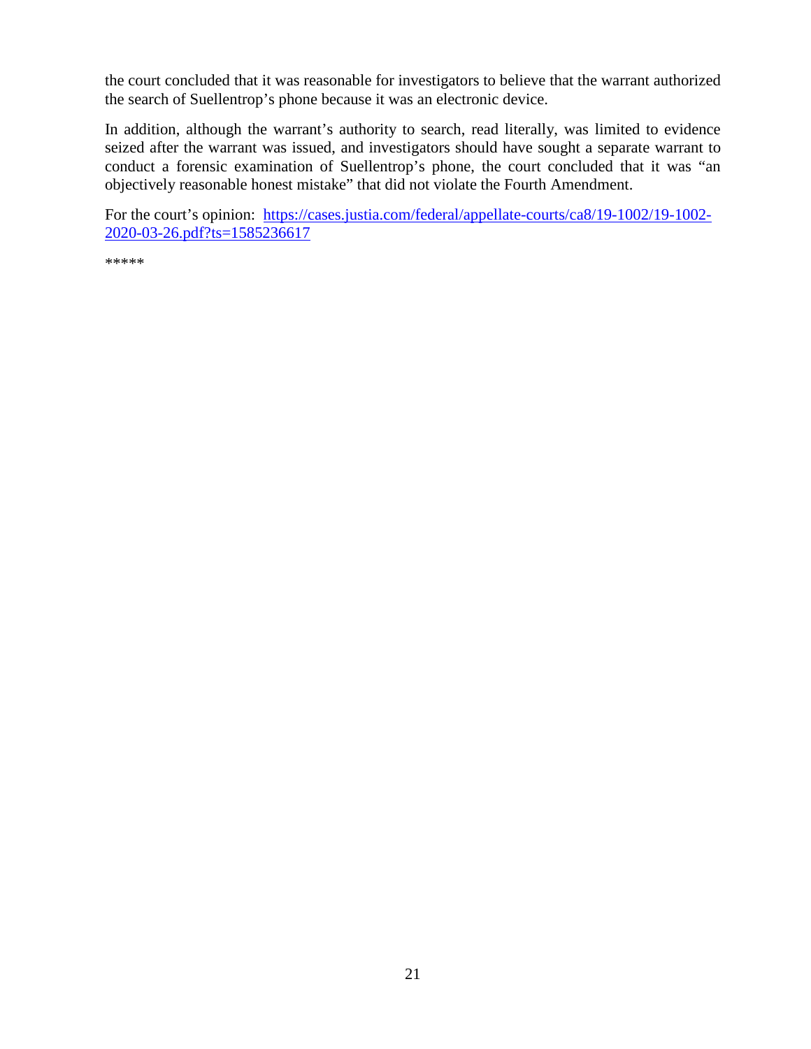the court concluded that it was reasonable for investigators to believe that the warrant authorized the search of Suellentrop's phone because it was an electronic device.

In addition, although the warrant's authority to search, read literally, was limited to evidence seized after the warrant was issued, and investigators should have sought a separate warrant to conduct a forensic examination of Suellentrop's phone, the court concluded that it was "an objectively reasonable honest mistake" that did not violate the Fourth Amendment.

For the court's opinion: [https://cases.justia.com/federal/appellate-courts/ca8/19-1002/19-1002-2020-03-26.pdf?ts=1585236617](https://cases.justia.com/federal/appellate-courts/ca8/19-1002/19-1002-2020-03-26.pdf?ts=1585236617)

*****